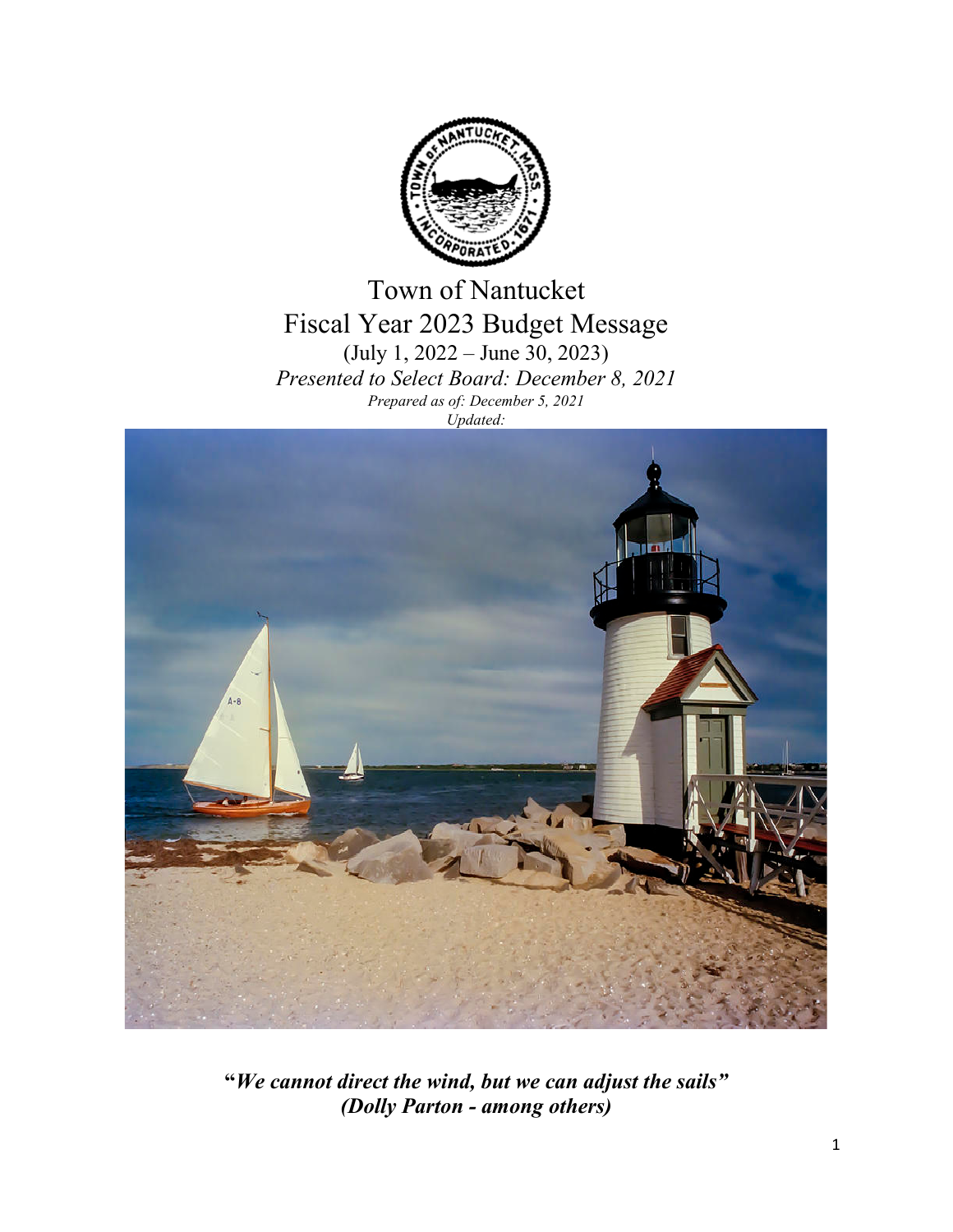# Town of Nantucket
# Fiscal Year 2023 Budget Message

(July 1, 2022 – June 30, 2023)

*Presented to Select Board: December 8, 2021*

*Prepared as of: December 5, 2021*

*Updated:*

***"We cannot direct the wind, but we can adjust the sails"***
***(Dolly Parton - among others)***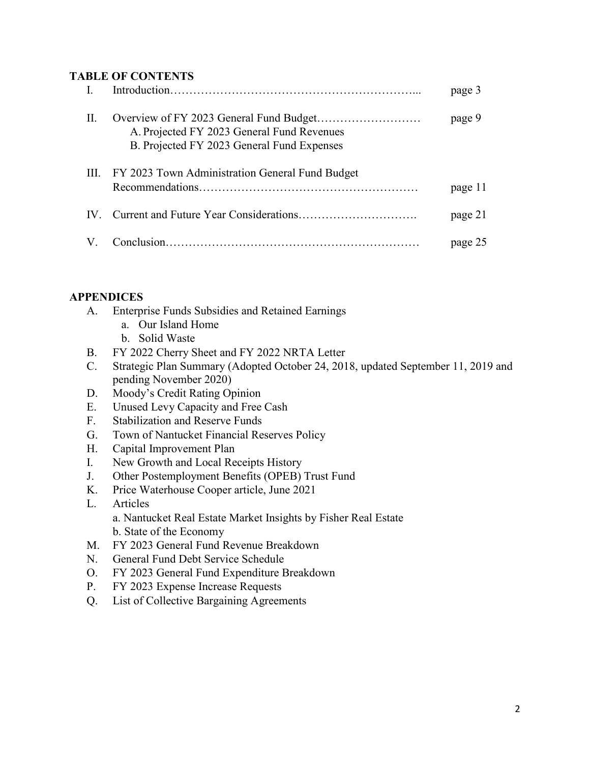## TABLE OF CONTENTS

| | | |
|---|---|---|
| I. | Introduction…………………………………………………………... | page 3 |
| II. | Overview of FY 2023 General Fund Budget………………………<br>A. Projected FY 2023 General Fund Revenues<br>B. Projected FY 2023 General Fund Expenses | page 9 |
| III. | FY 2023 Town Administration General Fund Budget Recommendations………………………………………………… | page 11 |
| IV. | Current and Future Year Considerations…………………………. | page 21 |
| V. | Conclusion………………………………………………………… | page 25 |

## APPENDICES

- A. Enterprise Funds Subsidies and Retained Earnings
  - a. Our Island Home
  - b. Solid Waste
- B. FY 2022 Cherry Sheet and FY 2022 NRTA Letter
- C. Strategic Plan Summary (Adopted October 24, 2018, updated September 11, 2019 and pending November 2020)
- D. Moody's Credit Rating Opinion
- E. Unused Levy Capacity and Free Cash
- F. Stabilization and Reserve Funds
- G. Town of Nantucket Financial Reserves Policy
- H. Capital Improvement Plan
- I. New Growth and Local Receipts History
- J. Other Postemployment Benefits (OPEB) Trust Fund
- K. Price Waterhouse Cooper article, June 2021
- L. Articles
  - a. Nantucket Real Estate Market Insights by Fisher Real Estate
  - b. State of the Economy
- M. FY 2023 General Fund Revenue Breakdown
- N. General Fund Debt Service Schedule
- O. FY 2023 General Fund Expenditure Breakdown
- P. FY 2023 Expense Increase Requests
- Q. List of Collective Bargaining Agreements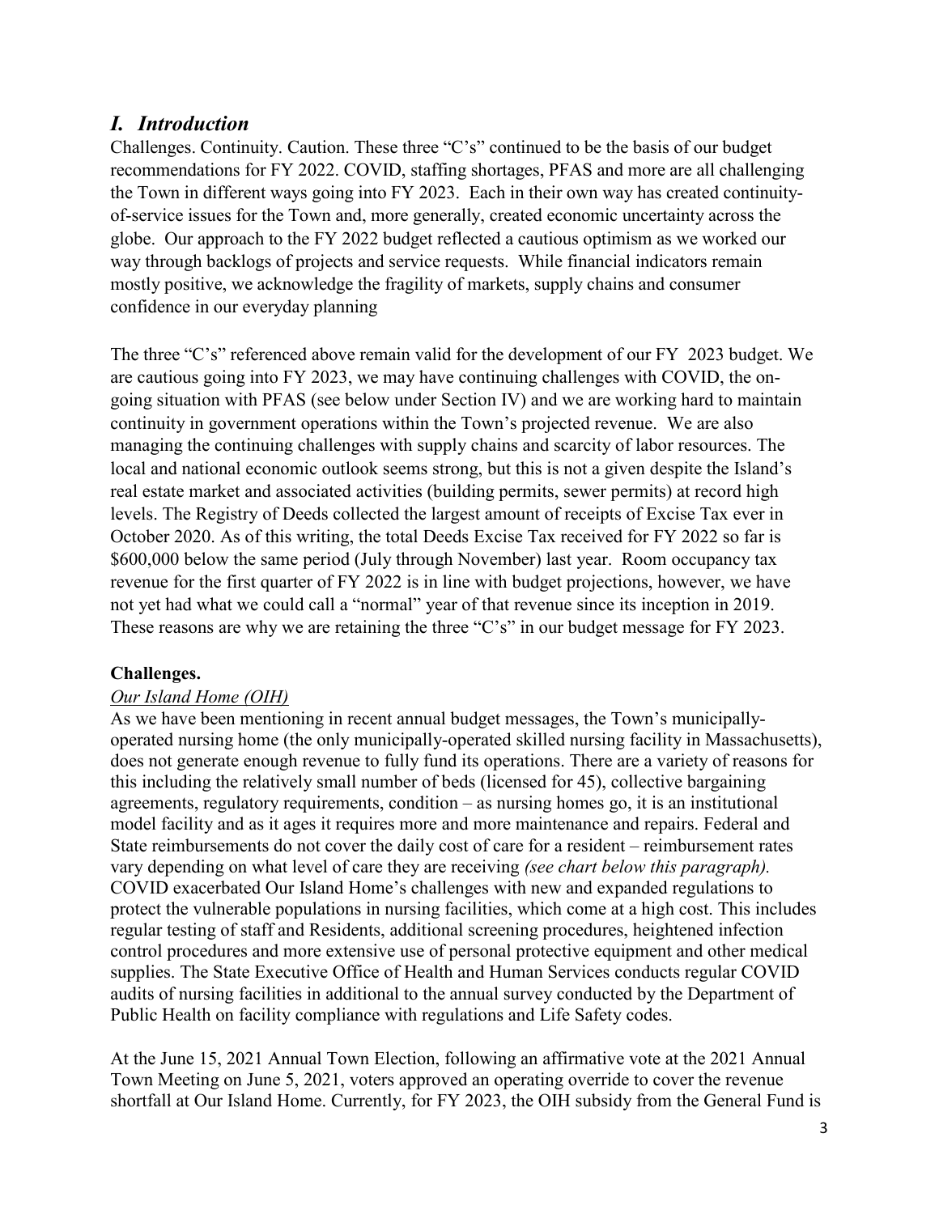## *I. Introduction*

Challenges. Continuity. Caution. These three "C's" continued to be the basis of our budget recommendations for FY 2022. COVID, staffing shortages, PFAS and more are all challenging the Town in different ways going into FY 2023. Each in their own way has created continuity-of-service issues for the Town and, more generally, created economic uncertainty across the globe. Our approach to the FY 2022 budget reflected a cautious optimism as we worked our way through backlogs of projects and service requests. While financial indicators remain mostly positive, we acknowledge the fragility of markets, supply chains and consumer confidence in our everyday planning

The three "C's" referenced above remain valid for the development of our FY 2023 budget. We are cautious going into FY 2023, we may have continuing challenges with COVID, the on-going situation with PFAS (see below under Section IV) and we are working hard to maintain continuity in government operations within the Town's projected revenue. We are also managing the continuing challenges with supply chains and scarcity of labor resources. The local and national economic outlook seems strong, but this is not a given despite the Island's real estate market and associated activities (building permits, sewer permits) at record high levels. The Registry of Deeds collected the largest amount of receipts of Excise Tax ever in October 2020. As of this writing, the total Deeds Excise Tax received for FY 2022 so far is $600,000 below the same period (July through November) last year. Room occupancy tax revenue for the first quarter of FY 2022 is in line with budget projections, however, we have not yet had what we could call a "normal" year of that revenue since its inception in 2019. These reasons are why we are retaining the three "C's" in our budget message for FY 2023.

**Challenges.**

*Our Island Home (OIH)*

As we have been mentioning in recent annual budget messages, the Town's municipally-operated nursing home (the only municipally-operated skilled nursing facility in Massachusetts), does not generate enough revenue to fully fund its operations. There are a variety of reasons for this including the relatively small number of beds (licensed for 45), collective bargaining agreements, regulatory requirements, condition – as nursing homes go, it is an institutional model facility and as it ages it requires more and more maintenance and repairs. Federal and State reimbursements do not cover the daily cost of care for a resident – reimbursement rates vary depending on what level of care they are receiving *(see chart below this paragraph).* COVID exacerbated Our Island Home's challenges with new and expanded regulations to protect the vulnerable populations in nursing facilities, which come at a high cost. This includes regular testing of staff and Residents, additional screening procedures, heightened infection control procedures and more extensive use of personal protective equipment and other medical supplies. The State Executive Office of Health and Human Services conducts regular COVID audits of nursing facilities in additional to the annual survey conducted by the Department of Public Health on facility compliance with regulations and Life Safety codes.

At the June 15, 2021 Annual Town Election, following an affirmative vote at the 2021 Annual Town Meeting on June 5, 2021, voters approved an operating override to cover the revenue shortfall at Our Island Home. Currently, for FY 2023, the OIH subsidy from the General Fund is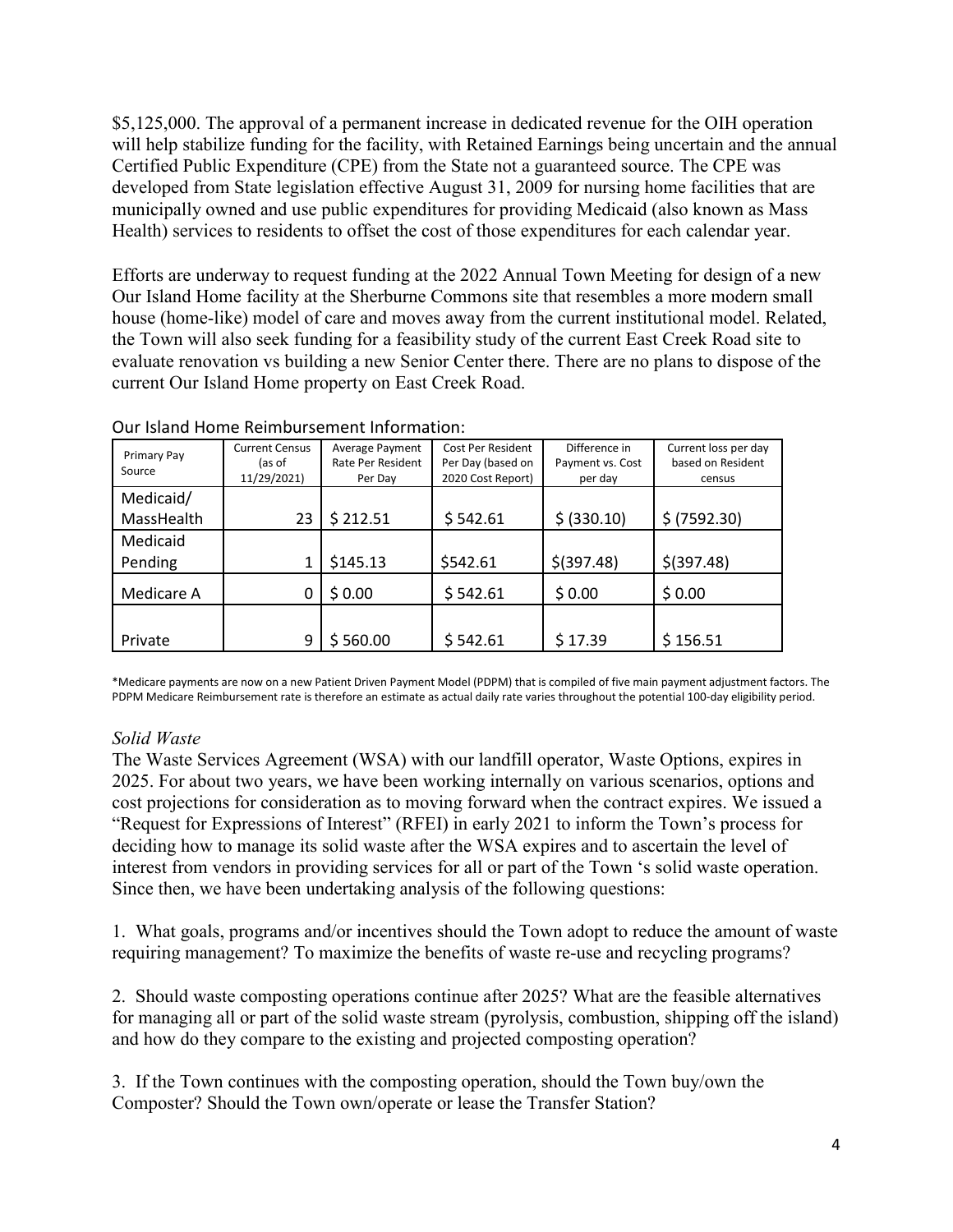$5,125,000. The approval of a permanent increase in dedicated revenue for the OIH operation will help stabilize funding for the facility, with Retained Earnings being uncertain and the annual Certified Public Expenditure (CPE) from the State not a guaranteed source. The CPE was developed from State legislation effective August 31, 2009 for nursing home facilities that are municipally owned and use public expenditures for providing Medicaid (also known as Mass Health) services to residents to offset the cost of those expenditures for each calendar year.

Efforts are underway to request funding at the 2022 Annual Town Meeting for design of a new Our Island Home facility at the Sherburne Commons site that resembles a more modern small house (home-like) model of care and moves away from the current institutional model. Related, the Town will also seek funding for a feasibility study of the current East Creek Road site to evaluate renovation vs building a new Senior Center there. There are no plans to dispose of the current Our Island Home property on East Creek Road.

Our Island Home Reimbursement Information:

| Primary Pay Source | Current Census (as of 11/29/2021) | Average Payment Rate Per Resident Per Day | Cost Per Resident Per Day (based on 2020 Cost Report) | Difference in Payment vs. Cost per day | Current loss per day based on Resident census |
|---|---|---|---|---|---|
| Medicaid/ MassHealth | 23 | $ 212.51 | $ 542.61 | $ (330.10) | $ (7592.30) |
| Medicaid Pending | 1 | $145.13 | $542.61 | $(397.48) | $(397.48) |
| Medicare A | 0 | $ 0.00 | $ 542.61 | $ 0.00 | $ 0.00 |
| Private | 9 | $ 560.00 | $ 542.61 | $ 17.39 | $ 156.51 |

*Medicare payments are now on a new Patient Driven Payment Model (PDPM) that is compiled of five main payment adjustment factors. The PDPM Medicare Reimbursement rate is therefore an estimate as actual daily rate varies throughout the potential 100-day eligibility period.

*Solid Waste*

The Waste Services Agreement (WSA) with our landfill operator, Waste Options, expires in 2025. For about two years, we have been working internally on various scenarios, options and cost projections for consideration as to moving forward when the contract expires. We issued a "Request for Expressions of Interest" (RFEI) in early 2021 to inform the Town's process for deciding how to manage its solid waste after the WSA expires and to ascertain the level of interest from vendors in providing services for all or part of the Town 's solid waste operation. Since then, we have been undertaking analysis of the following questions:

1. What goals, programs and/or incentives should the Town adopt to reduce the amount of waste requiring management? To maximize the benefits of waste re-use and recycling programs?

2. Should waste composting operations continue after 2025? What are the feasible alternatives for managing all or part of the solid waste stream (pyrolysis, combustion, shipping off the island) and how do they compare to the existing and projected composting operation?

3. If the Town continues with the composting operation, should the Town buy/own the Composter? Should the Town own/operate or lease the Transfer Station?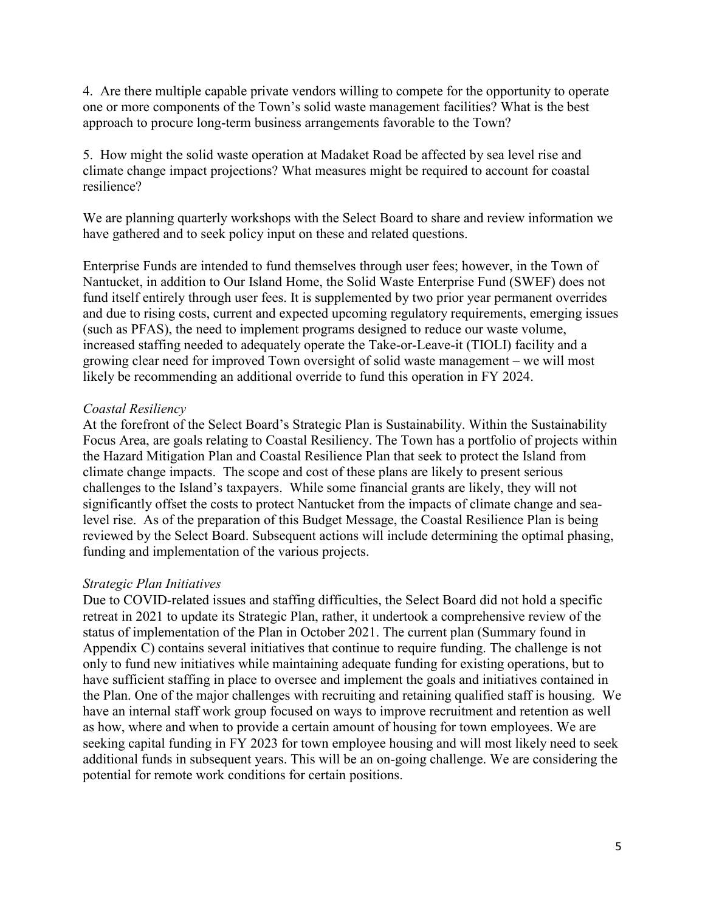4. Are there multiple capable private vendors willing to compete for the opportunity to operate one or more components of the Town's solid waste management facilities? What is the best approach to procure long-term business arrangements favorable to the Town?

5. How might the solid waste operation at Madaket Road be affected by sea level rise and climate change impact projections? What measures might be required to account for coastal resilience?

We are planning quarterly workshops with the Select Board to share and review information we have gathered and to seek policy input on these and related questions.

Enterprise Funds are intended to fund themselves through user fees; however, in the Town of Nantucket, in addition to Our Island Home, the Solid Waste Enterprise Fund (SWEF) does not fund itself entirely through user fees. It is supplemented by two prior year permanent overrides and due to rising costs, current and expected upcoming regulatory requirements, emerging issues (such as PFAS), the need to implement programs designed to reduce our waste volume, increased staffing needed to adequately operate the Take-or-Leave-it (TIOLI) facility and a growing clear need for improved Town oversight of solid waste management – we will most likely be recommending an additional override to fund this operation in FY 2024.

*Coastal Resiliency*

At the forefront of the Select Board's Strategic Plan is Sustainability. Within the Sustainability Focus Area, are goals relating to Coastal Resiliency. The Town has a portfolio of projects within the Hazard Mitigation Plan and Coastal Resilience Plan that seek to protect the Island from climate change impacts. The scope and cost of these plans are likely to present serious challenges to the Island's taxpayers. While some financial grants are likely, they will not significantly offset the costs to protect Nantucket from the impacts of climate change and sea-level rise. As of the preparation of this Budget Message, the Coastal Resilience Plan is being reviewed by the Select Board. Subsequent actions will include determining the optimal phasing, funding and implementation of the various projects.

*Strategic Plan Initiatives*

Due to COVID-related issues and staffing difficulties, the Select Board did not hold a specific retreat in 2021 to update its Strategic Plan, rather, it undertook a comprehensive review of the status of implementation of the Plan in October 2021. The current plan (Summary found in Appendix C) contains several initiatives that continue to require funding. The challenge is not only to fund new initiatives while maintaining adequate funding for existing operations, but to have sufficient staffing in place to oversee and implement the goals and initiatives contained in the Plan. One of the major challenges with recruiting and retaining qualified staff is housing. We have an internal staff work group focused on ways to improve recruitment and retention as well as how, where and when to provide a certain amount of housing for town employees. We are seeking capital funding in FY 2023 for town employee housing and will most likely need to seek additional funds in subsequent years. This will be an on-going challenge. We are considering the potential for remote work conditions for certain positions.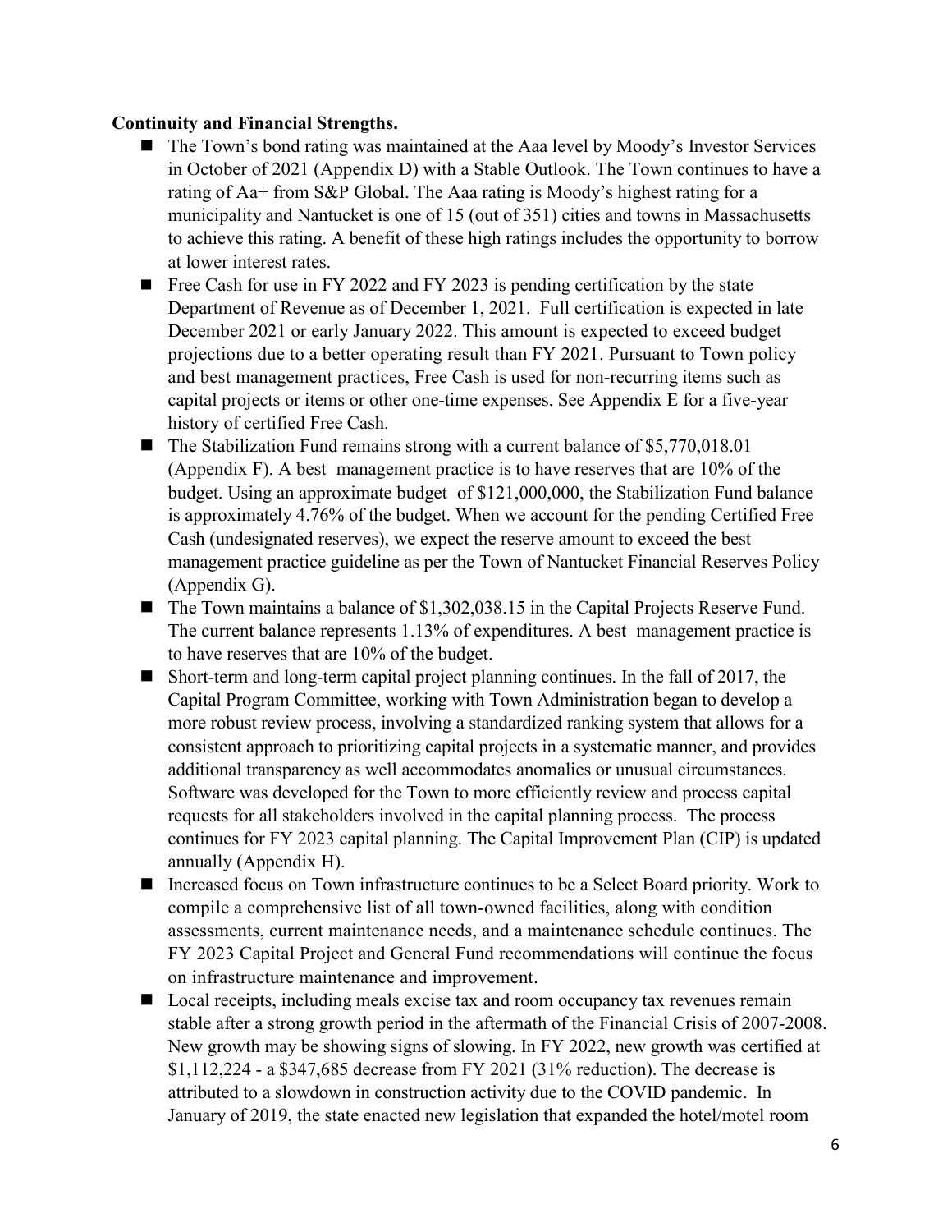**Continuity and Financial Strengths.**

- The Town's bond rating was maintained at the Aaa level by Moody's Investor Services in October of 2021 (Appendix D) with a Stable Outlook. The Town continues to have a rating of Aa+ from S&P Global. The Aaa rating is Moody's highest rating for a municipality and Nantucket is one of 15 (out of 351) cities and towns in Massachusetts to achieve this rating. A benefit of these high ratings includes the opportunity to borrow at lower interest rates.
- Free Cash for use in FY 2022 and FY 2023 is pending certification by the state Department of Revenue as of December 1, 2021. Full certification is expected in late December 2021 or early January 2022. This amount is expected to exceed budget projections due to a better operating result than FY 2021. Pursuant to Town policy and best management practices, Free Cash is used for non-recurring items such as capital projects or items or other one-time expenses. See Appendix E for a five-year history of certified Free Cash.
- The Stabilization Fund remains strong with a current balance of $5,770,018.01 (Appendix F). A best management practice is to have reserves that are 10% of the budget. Using an approximate budget of $121,000,000, the Stabilization Fund balance is approximately 4.76% of the budget. When we account for the pending Certified Free Cash (undesignated reserves), we expect the reserve amount to exceed the best management practice guideline as per the Town of Nantucket Financial Reserves Policy (Appendix G).
- The Town maintains a balance of $1,302,038.15 in the Capital Projects Reserve Fund. The current balance represents 1.13% of expenditures. A best management practice is to have reserves that are 10% of the budget.
- Short-term and long-term capital project planning continues. In the fall of 2017, the Capital Program Committee, working with Town Administration began to develop a more robust review process, involving a standardized ranking system that allows for a consistent approach to prioritizing capital projects in a systematic manner, and provides additional transparency as well accommodates anomalies or unusual circumstances. Software was developed for the Town to more efficiently review and process capital requests for all stakeholders involved in the capital planning process. The process continues for FY 2023 capital planning. The Capital Improvement Plan (CIP) is updated annually (Appendix H).
- Increased focus on Town infrastructure continues to be a Select Board priority. Work to compile a comprehensive list of all town-owned facilities, along with condition assessments, current maintenance needs, and a maintenance schedule continues. The FY 2023 Capital Project and General Fund recommendations will continue the focus on infrastructure maintenance and improvement.
- Local receipts, including meals excise tax and room occupancy tax revenues remain stable after a strong growth period in the aftermath of the Financial Crisis of 2007-2008. New growth may be showing signs of slowing. In FY 2022, new growth was certified at $1,112,224 - a $347,685 decrease from FY 2021 (31% reduction). The decrease is attributed to a slowdown in construction activity due to the COVID pandemic. In January of 2019, the state enacted new legislation that expanded the hotel/motel room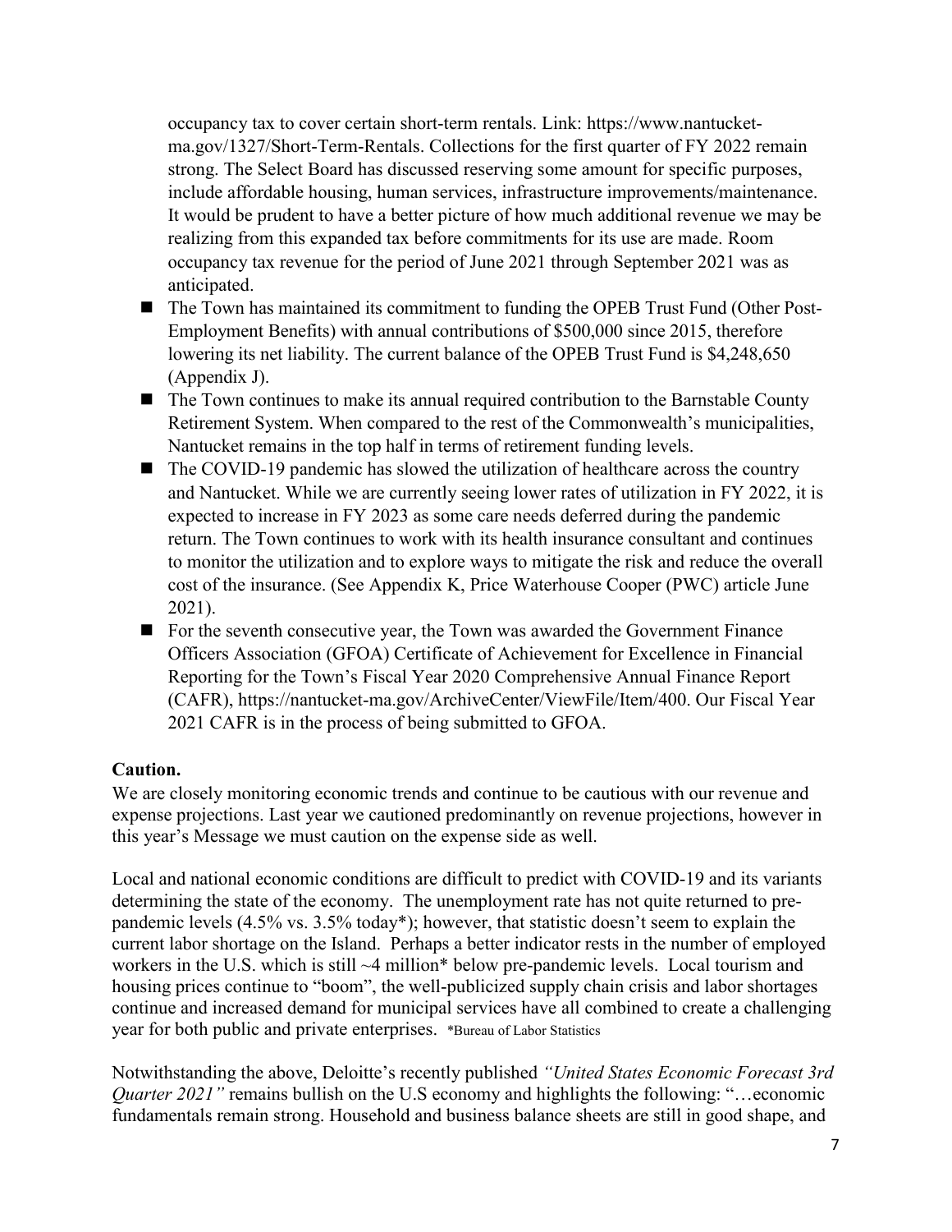occupancy tax to cover certain short-term rentals. Link: https://www.nantucket-ma.gov/1327/Short-Term-Rentals. Collections for the first quarter of FY 2022 remain strong. The Select Board has discussed reserving some amount for specific purposes, include affordable housing, human services, infrastructure improvements/maintenance. It would be prudent to have a better picture of how much additional revenue we may be realizing from this expanded tax before commitments for its use are made. Room occupancy tax revenue for the period of June 2021 through September 2021 was as anticipated.

- The Town has maintained its commitment to funding the OPEB Trust Fund (Other Post-Employment Benefits) with annual contributions of $500,000 since 2015, therefore lowering its net liability. The current balance of the OPEB Trust Fund is $4,248,650 (Appendix J).
- The Town continues to make its annual required contribution to the Barnstable County Retirement System. When compared to the rest of the Commonwealth's municipalities, Nantucket remains in the top half in terms of retirement funding levels.
- The COVID-19 pandemic has slowed the utilization of healthcare across the country and Nantucket. While we are currently seeing lower rates of utilization in FY 2022, it is expected to increase in FY 2023 as some care needs deferred during the pandemic return. The Town continues to work with its health insurance consultant and continues to monitor the utilization and to explore ways to mitigate the risk and reduce the overall cost of the insurance. (See Appendix K, Price Waterhouse Cooper (PWC) article June 2021).
- For the seventh consecutive year, the Town was awarded the Government Finance Officers Association (GFOA) Certificate of Achievement for Excellence in Financial Reporting for the Town's Fiscal Year 2020 Comprehensive Annual Finance Report (CAFR), https://nantucket-ma.gov/ArchiveCenter/ViewFile/Item/400. Our Fiscal Year 2021 CAFR is in the process of being submitted to GFOA.

**Caution.**

We are closely monitoring economic trends and continue to be cautious with our revenue and expense projections. Last year we cautioned predominantly on revenue projections, however in this year's Message we must caution on the expense side as well.

Local and national economic conditions are difficult to predict with COVID-19 and its variants determining the state of the economy. The unemployment rate has not quite returned to pre-pandemic levels (4.5% vs. 3.5% today*); however, that statistic doesn't seem to explain the current labor shortage on the Island. Perhaps a better indicator rests in the number of employed workers in the U.S. which is still ~4 million* below pre-pandemic levels. Local tourism and housing prices continue to "boom", the well-publicized supply chain crisis and labor shortages continue and increased demand for municipal services have all combined to create a challenging year for both public and private enterprises. *Bureau of Labor Statistics

Notwithstanding the above, Deloitte's recently published *"United States Economic Forecast 3rd Quarter 2021"* remains bullish on the U.S economy and highlights the following: "…economic fundamentals remain strong. Household and business balance sheets are still in good shape, and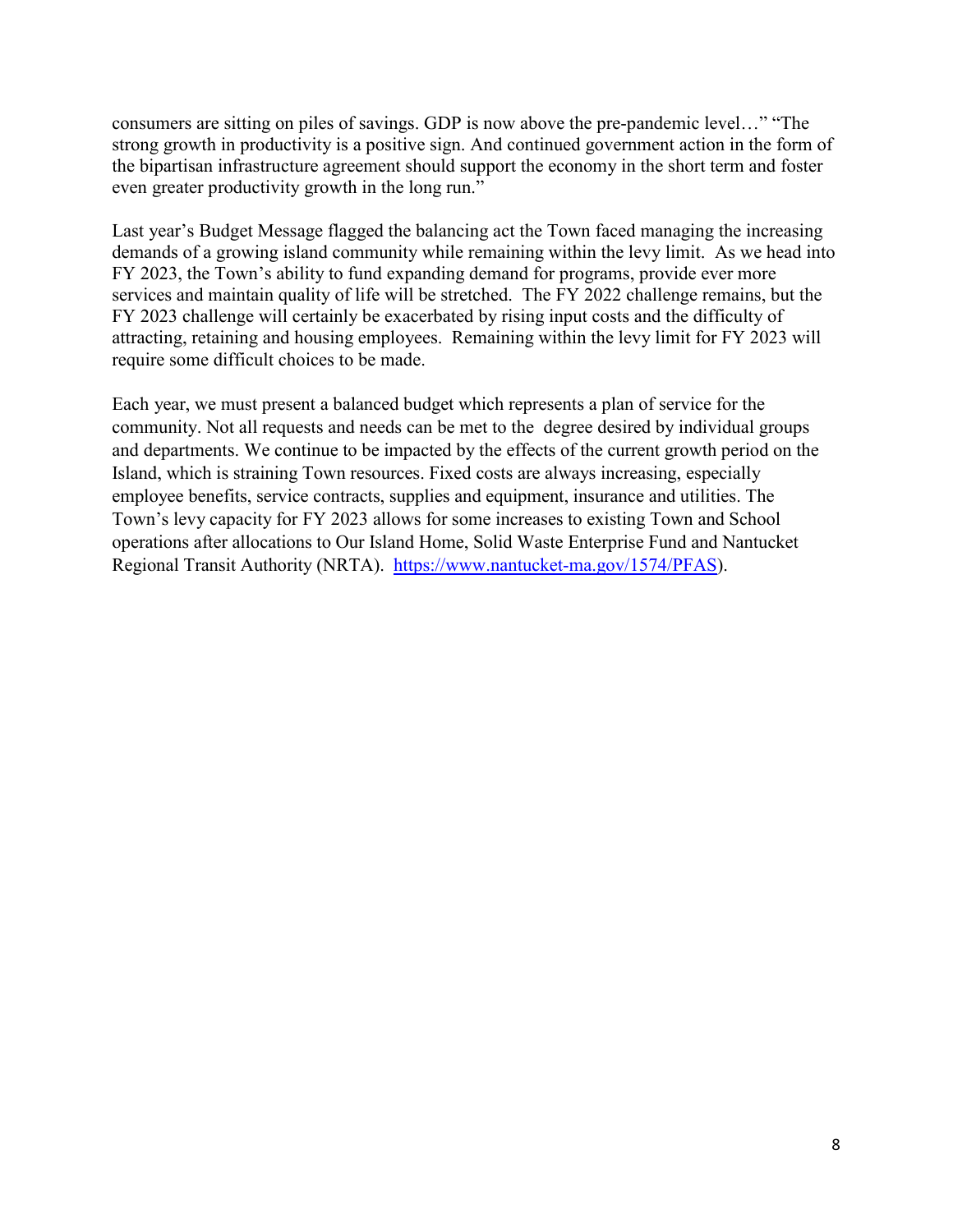consumers are sitting on piles of savings. GDP is now above the pre-pandemic level…" "The strong growth in productivity is a positive sign. And continued government action in the form of the bipartisan infrastructure agreement should support the economy in the short term and foster even greater productivity growth in the long run."

Last year's Budget Message flagged the balancing act the Town faced managing the increasing demands of a growing island community while remaining within the levy limit. As we head into FY 2023, the Town's ability to fund expanding demand for programs, provide ever more services and maintain quality of life will be stretched. The FY 2022 challenge remains, but the FY 2023 challenge will certainly be exacerbated by rising input costs and the difficulty of attracting, retaining and housing employees. Remaining within the levy limit for FY 2023 will require some difficult choices to be made.

Each year, we must present a balanced budget which represents a plan of service for the community. Not all requests and needs can be met to the degree desired by individual groups and departments. We continue to be impacted by the effects of the current growth period on the Island, which is straining Town resources. Fixed costs are always increasing, especially employee benefits, service contracts, supplies and equipment, insurance and utilities. The Town's levy capacity for FY 2023 allows for some increases to existing Town and School operations after allocations to Our Island Home, Solid Waste Enterprise Fund and Nantucket Regional Transit Authority (NRTA). [https://www.nantucket-ma.gov/1574/PFAS](https://www.nantucket-ma.gov/1574/PFAS)).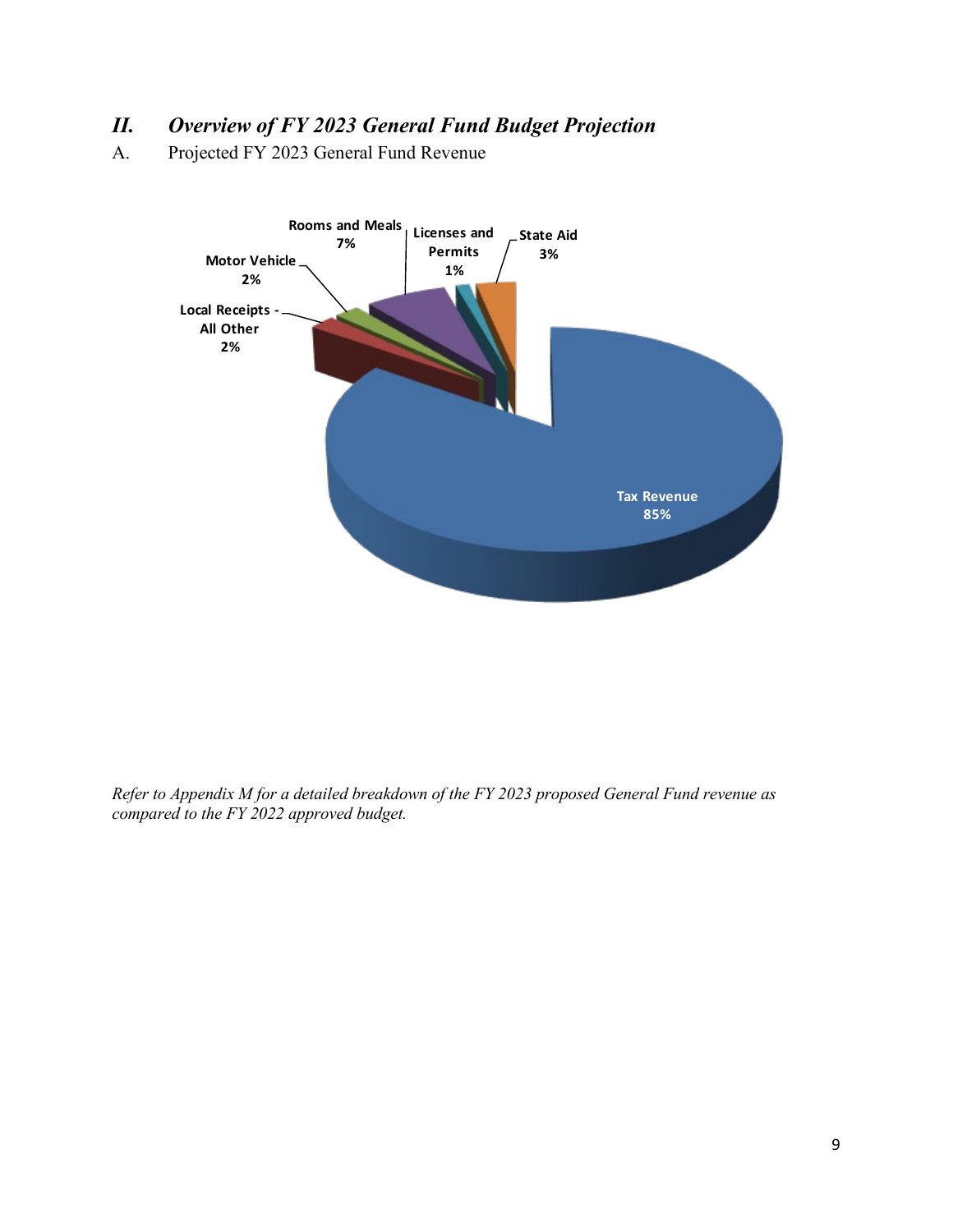## II. *Overview of FY 2023 General Fund Budget Projection*

A. Projected FY 2023 General Fund Revenue

Rooms and Meals 7%

Licenses and Permits 1%

State Aid 3%

Motor Vehicle 2%

Local Receipts - All Other 2%

Tax Revenue 85%

*Refer to Appendix M for a detailed breakdown of the FY 2023 proposed General Fund revenue as compared to the FY 2022 approved budget.*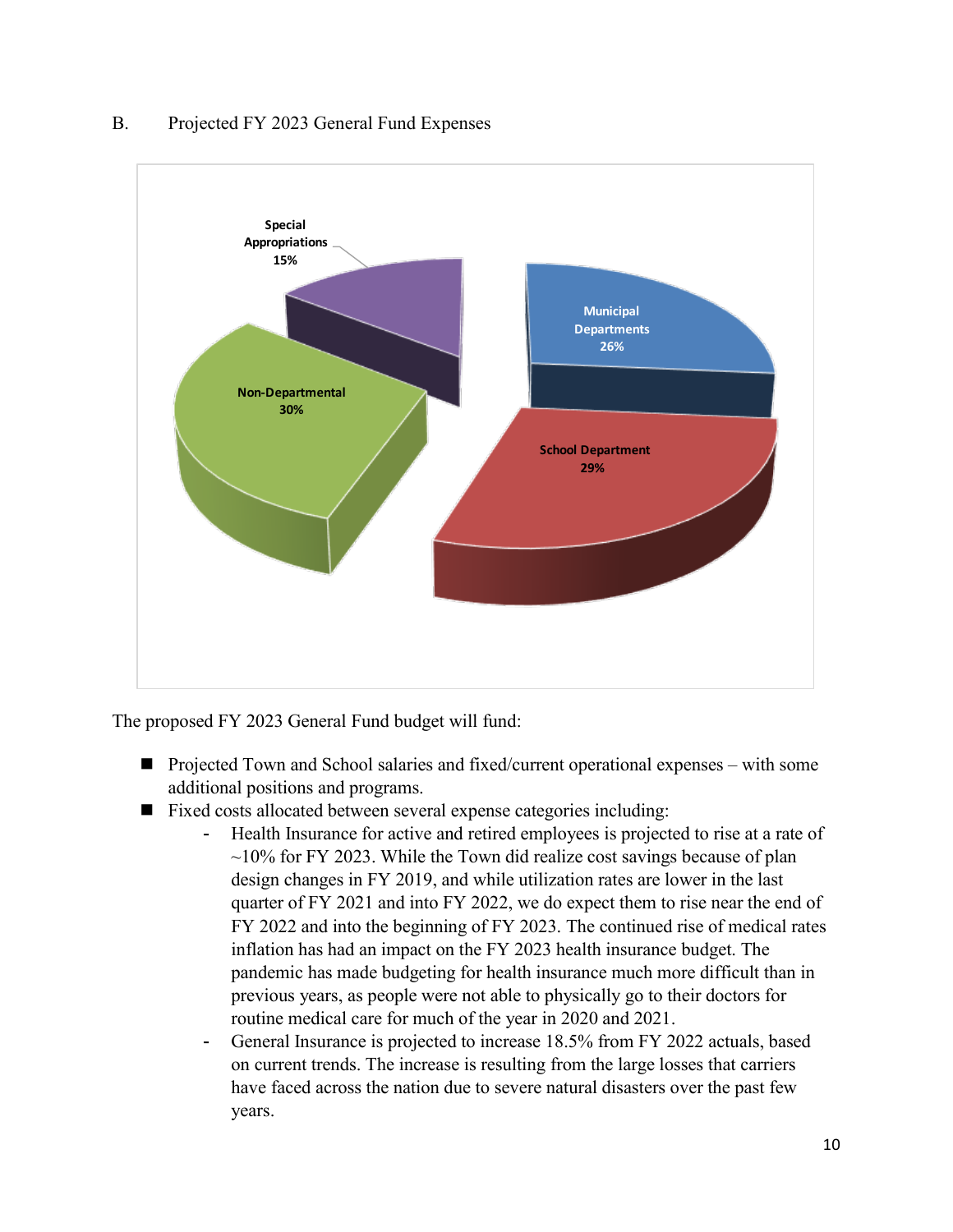## B. Projected FY 2023 General Fund Expenses

Special Appropriations 15%

Municipal Departments 26%

Non-Departmental 30%

School Department 29%

The proposed FY 2023 General Fund budget will fund:

- Projected Town and School salaries and fixed/current operational expenses – with some additional positions and programs.
- Fixed costs allocated between several expense categories including:
  - Health Insurance for active and retired employees is projected to rise at a rate of ~10% for FY 2023. While the Town did realize cost savings because of plan design changes in FY 2019, and while utilization rates are lower in the last quarter of FY 2021 and into FY 2022, we do expect them to rise near the end of FY 2022 and into the beginning of FY 2023. The continued rise of medical rates inflation has had an impact on the FY 2023 health insurance budget. The pandemic has made budgeting for health insurance much more difficult than in previous years, as people were not able to physically go to their doctors for routine medical care for much of the year in 2020 and 2021.
  - General Insurance is projected to increase 18.5% from FY 2022 actuals, based on current trends. The increase is resulting from the large losses that carriers have faced across the nation due to severe natural disasters over the past few years.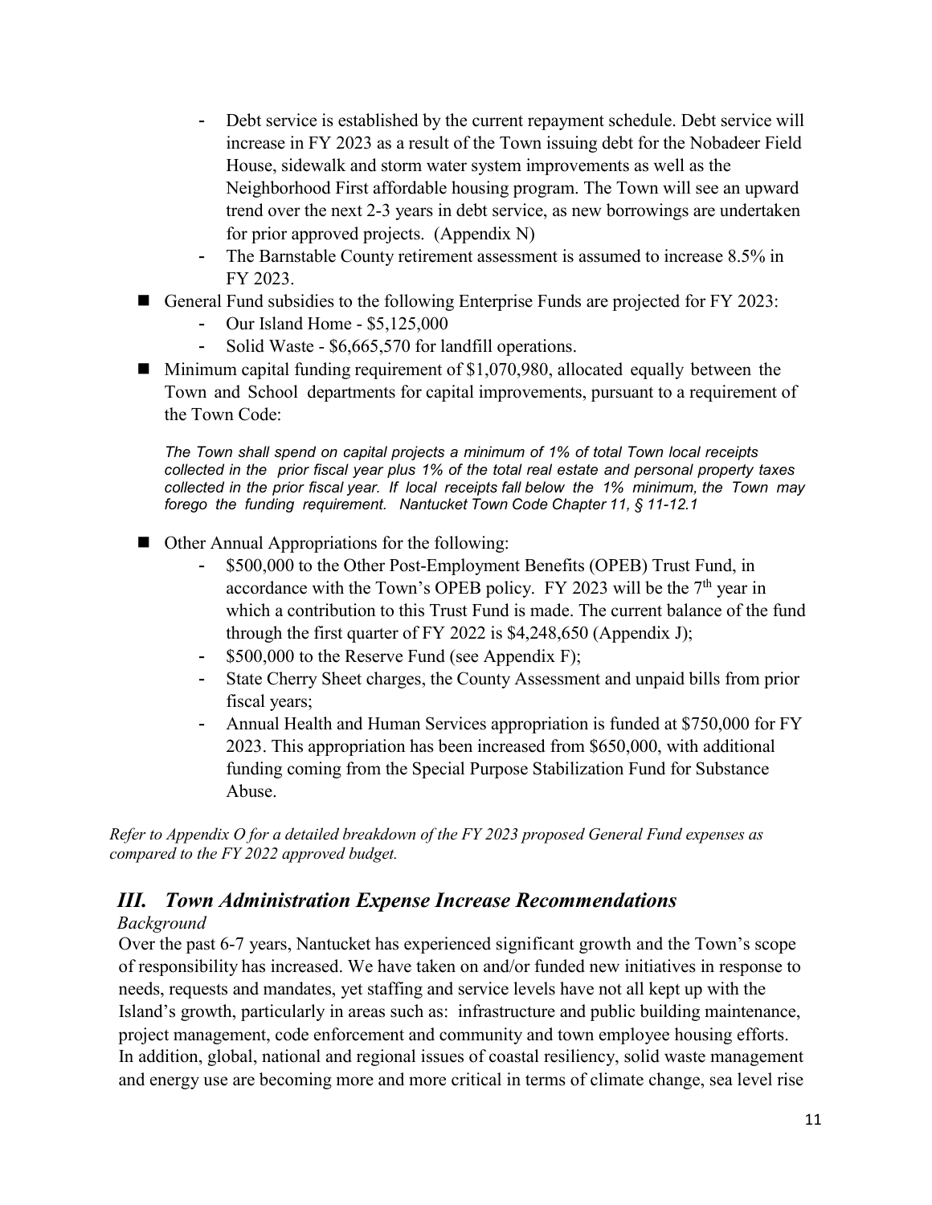- Debt service is established by the current repayment schedule. Debt service will increase in FY 2023 as a result of the Town issuing debt for the Nobadeer Field House, sidewalk and storm water system improvements as well as the Neighborhood First affordable housing program. The Town will see an upward trend over the next 2-3 years in debt service, as new borrowings are undertaken for prior approved projects. (Appendix N)
  - The Barnstable County retirement assessment is assumed to increase 8.5% in FY 2023.
- General Fund subsidies to the following Enterprise Funds are projected for FY 2023:
  - Our Island Home - $5,125,000
  - Solid Waste - $6,665,570 for landfill operations.
- Minimum capital funding requirement of $1,070,980, allocated equally between the Town and School departments for capital improvements, pursuant to a requirement of the Town Code:

  *The Town shall spend on capital projects a minimum of 1% of total Town local receipts collected in the prior fiscal year plus 1% of the total real estate and personal property taxes collected in the prior fiscal year. If local receipts fall below the 1% minimum, the Town may forego the funding requirement. Nantucket Town Code Chapter 11, § 11-12.1*

- Other Annual Appropriations for the following:
  - $500,000 to the Other Post-Employment Benefits (OPEB) Trust Fund, in accordance with the Town's OPEB policy. FY 2023 will be the 7th year in which a contribution to this Trust Fund is made. The current balance of the fund through the first quarter of FY 2022 is $4,248,650 (Appendix J);
  - $500,000 to the Reserve Fund (see Appendix F);
  - State Cherry Sheet charges, the County Assessment and unpaid bills from prior fiscal years;
  - Annual Health and Human Services appropriation is funded at $750,000 for FY 2023. This appropriation has been increased from $650,000, with additional funding coming from the Special Purpose Stabilization Fund for Substance Abuse.

*Refer to Appendix O for a detailed breakdown of the FY 2023 proposed General Fund expenses as compared to the FY 2022 approved budget.*

## *III. Town Administration Expense Increase Recommendations*

*Background*

Over the past 6-7 years, Nantucket has experienced significant growth and the Town's scope of responsibility has increased. We have taken on and/or funded new initiatives in response to needs, requests and mandates, yet staffing and service levels have not all kept up with the Island's growth, particularly in areas such as: infrastructure and public building maintenance, project management, code enforcement and community and town employee housing efforts. In addition, global, national and regional issues of coastal resiliency, solid waste management and energy use are becoming more and more critical in terms of climate change, sea level rise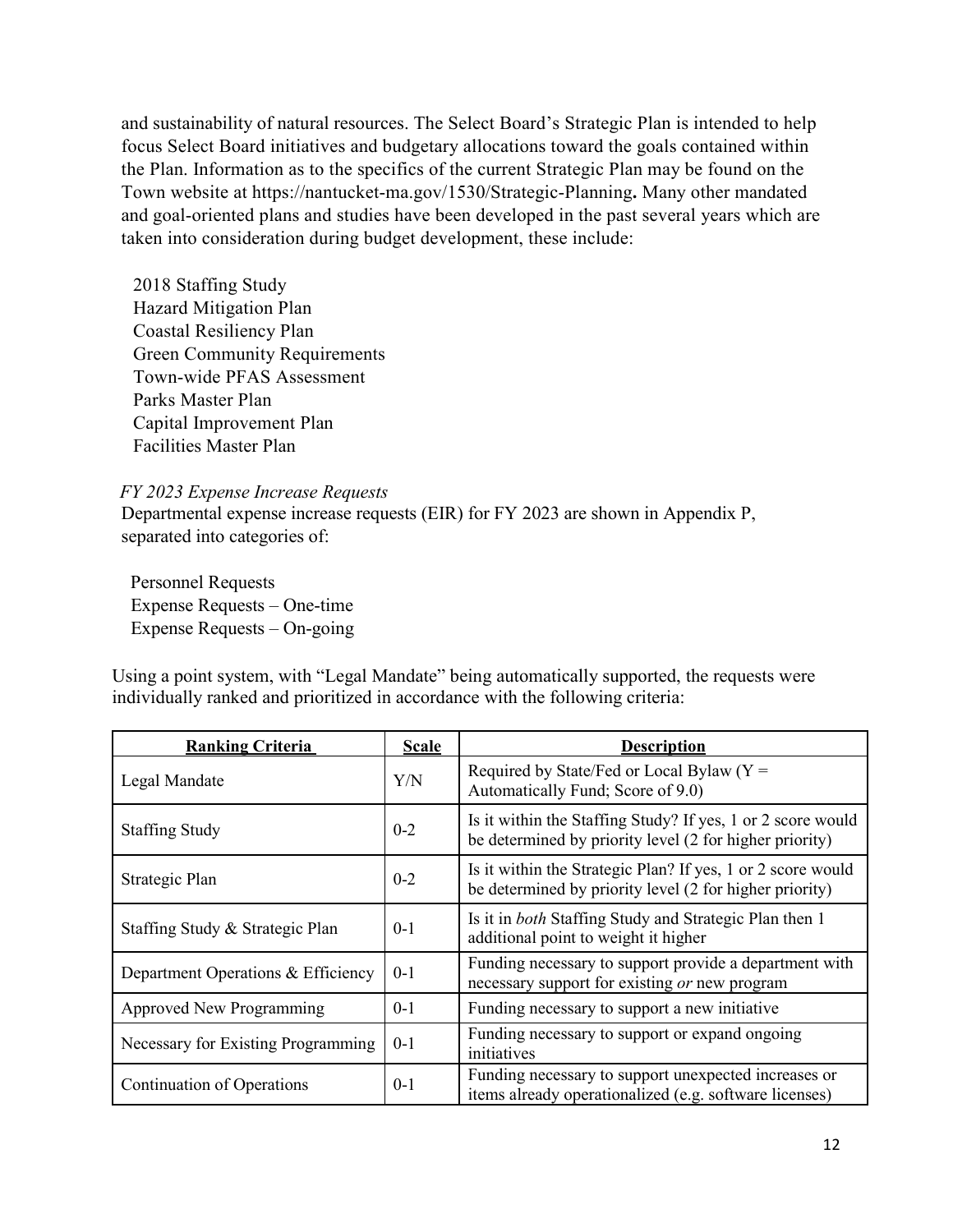and sustainability of natural resources. The Select Board's Strategic Plan is intended to help focus Select Board initiatives and budgetary allocations toward the goals contained within the Plan. Information as to the specifics of the current Strategic Plan may be found on the Town website at https://nantucket-ma.gov/1530/Strategic-Planning**.** Many other mandated and goal-oriented plans and studies have been developed in the past several years which are taken into consideration during budget development, these include:

- 2018 Staffing Study
- Hazard Mitigation Plan
- Coastal Resiliency Plan
- Green Community Requirements
- Town-wide PFAS Assessment
- Parks Master Plan
- Capital Improvement Plan
- Facilities Master Plan

*FY 2023 Expense Increase Requests*

Departmental expense increase requests (EIR) for FY 2023 are shown in Appendix P, separated into categories of:

- Personnel Requests
- Expense Requests – One-time
- Expense Requests – On-going

Using a point system, with "Legal Mandate" being automatically supported, the requests were individually ranked and prioritized in accordance with the following criteria:

| **Ranking Criteria** | **Scale** | **Description** |
|---|---|---|
| Legal Mandate | Y/N | Required by State/Fed or Local Bylaw (Y = Automatically Fund; Score of 9.0) |
| Staffing Study | 0-2 | Is it within the Staffing Study? If yes, 1 or 2 score would be determined by priority level (2 for higher priority) |
| Strategic Plan | 0-2 | Is it within the Strategic Plan? If yes, 1 or 2 score would be determined by priority level (2 for higher priority) |
| Staffing Study & Strategic Plan | 0-1 | Is it in *both* Staffing Study and Strategic Plan then 1 additional point to weight it higher |
| Department Operations & Efficiency | 0-1 | Funding necessary to support provide a department with necessary support for existing *or* new program |
| Approved New Programming | 0-1 | Funding necessary to support a new initiative |
| Necessary for Existing Programming | 0-1 | Funding necessary to support or expand ongoing initiatives |
| Continuation of Operations | 0-1 | Funding necessary to support unexpected increases or items already operationalized (e.g. software licenses) |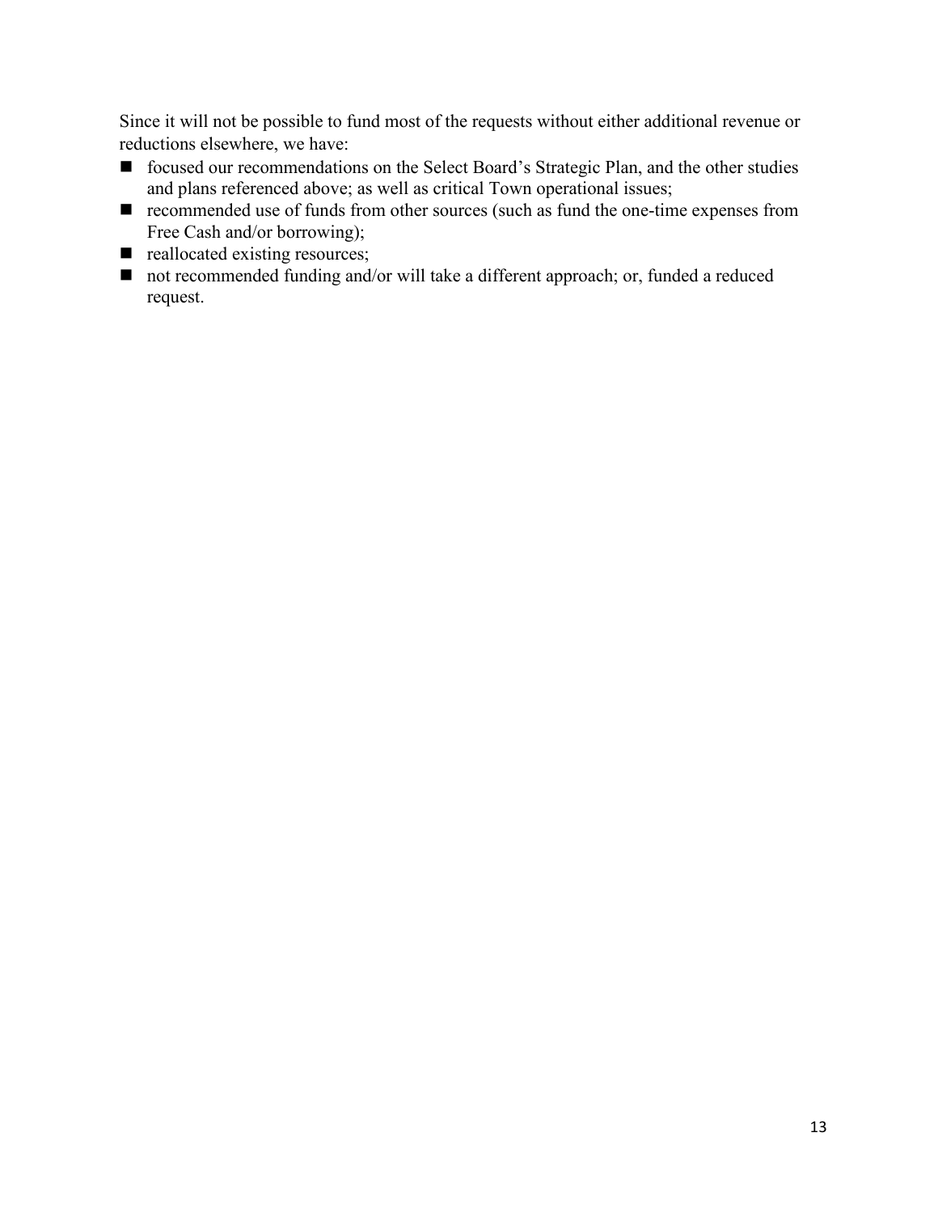Since it will not be possible to fund most of the requests without either additional revenue or reductions elsewhere, we have:

- focused our recommendations on the Select Board's Strategic Plan, and the other studies and plans referenced above; as well as critical Town operational issues;
- recommended use of funds from other sources (such as fund the one-time expenses from Free Cash and/or borrowing);
- reallocated existing resources;
- not recommended funding and/or will take a different approach; or, funded a reduced request.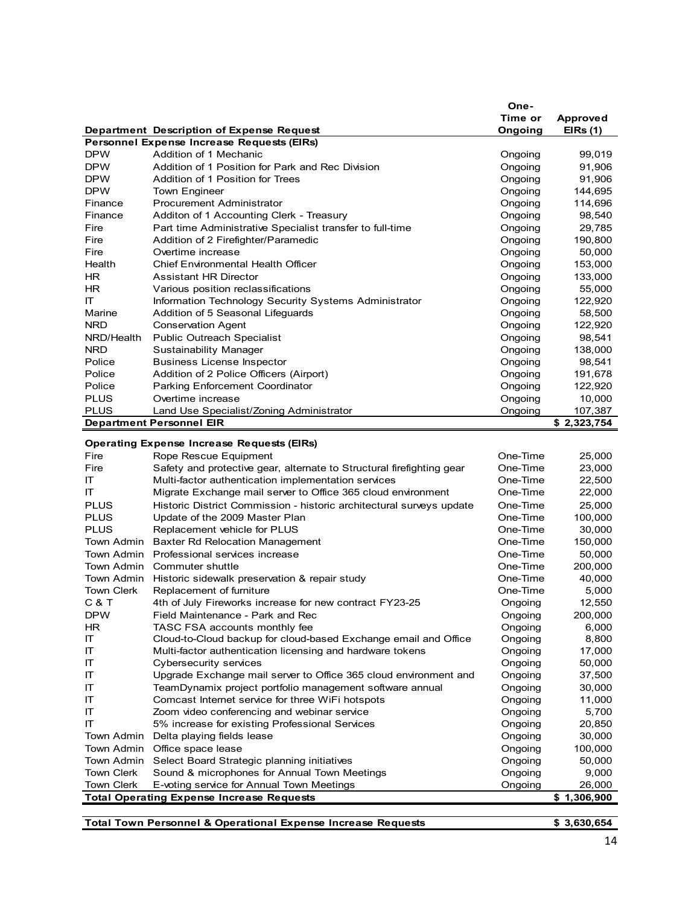| Department | Description of Expense Request | One-Time or Ongoing | Approved EIRs (1) |
|---|---|---|---|
| **Personnel Expense Increase Requests (EIRs)** | | | |
| DPW | Addition of 1 Mechanic | Ongoing | 99,019 |
| DPW | Addition of 1 Position for Park and Rec Division | Ongoing | 91,906 |
| DPW | Addition of 1 Position for Trees | Ongoing | 91,906 |
| DPW | Town Engineer | Ongoing | 144,695 |
| Finance | Procurement Administrator | Ongoing | 114,696 |
| Finance | Additon of 1 Accounting Clerk - Treasury | Ongoing | 98,540 |
| Fire | Part time Administrative Specialist transfer to full-time | Ongoing | 29,785 |
| Fire | Addition of 2 Firefighter/Paramedic | Ongoing | 190,800 |
| Fire | Overtime increase | Ongoing | 50,000 |
| Health | Chief Environmental Health Officer | Ongoing | 153,000 |
| HR | Assistant HR Director | Ongoing | 133,000 |
| HR | Various position reclassifications | Ongoing | 55,000 |
| IT | Information Technology Security Systems Administrator | Ongoing | 122,920 |
| Marine | Addition of 5 Seasonal Lifeguards | Ongoing | 58,500 |
| NRD | Conservation Agent | Ongoing | 122,920 |
| NRD/Health | Public Outreach Specialist | Ongoing | 98,541 |
| NRD | Sustainability Manager | Ongoing | 138,000 |
| Police | Business License Inspector | Ongoing | 98,541 |
| Police | Addition of 2 Police Officers (Airport) | Ongoing | 191,678 |
| Police | Parking Enforcement Coordinator | Ongoing | 122,920 |
| PLUS | Overtime increase | Ongoing | 10,000 |
| PLUS | Land Use Specialist/Zoning Administrator | Ongoing | 107,387 |
| **Department Personnel EIR** | | | **$ 2,323,754** |
| **Operating Expense Increase Requests (EIRs)** | | | |
| Fire | Rope Rescue Equipment | One-Time | 25,000 |
| Fire | Safety and protective gear, alternate to Structural firefighting gear | One-Time | 23,000 |
| IT | Multi-factor authentication implementation services | One-Time | 22,500 |
| IT | Migrate Exchange mail server to Office 365 cloud environment | One-Time | 22,000 |
| PLUS | Historic District Commission - historic architectural surveys update | One-Time | 25,000 |
| PLUS | Update of the 2009 Master Plan | One-Time | 100,000 |
| PLUS | Replacement vehicle for PLUS | One-Time | 30,000 |
| Town Admin | Baxter Rd Relocation Management | One-Time | 150,000 |
| Town Admin | Professional services increase | One-Time | 50,000 |
| Town Admin | Commuter shuttle | One-Time | 200,000 |
| Town Admin | Historic sidewalk preservation & repair study | One-Time | 40,000 |
| Town Clerk | Replacement of furniture | One-Time | 5,000 |
| C & T | 4th of July Fireworks increase for new contract FY23-25 | Ongoing | 12,550 |
| DPW | Field Maintenance - Park and Rec | Ongoing | 200,000 |
| HR | TASC FSA accounts monthly fee | Ongoing | 6,000 |
| IT | Cloud-to-Cloud backup for cloud-based Exchange email and Office | Ongoing | 8,800 |
| IT | Multi-factor authentication licensing and hardware tokens | Ongoing | 17,000 |
| IT | Cybersecurity services | Ongoing | 50,000 |
| IT | Upgrade Exchange mail server to Office 365 cloud environment and | Ongoing | 37,500 |
| IT | TeamDynamix project portfolio management software annual | Ongoing | 30,000 |
| IT | Comcast Internet service for three WiFi hotspots | Ongoing | 11,000 |
| IT | Zoom video conferencing and webinar service | Ongoing | 5,700 |
| IT | 5% increase for existing Professional Services | Ongoing | 20,850 |
| Town Admin | Delta playing fields lease | Ongoing | 30,000 |
| Town Admin | Office space lease | Ongoing | 100,000 |
| Town Admin | Select Board Strategic planning initiatives | Ongoing | 50,000 |
| Town Clerk | Sound & microphones for Annual Town Meetings | Ongoing | 9,000 |
| Town Clerk | E-voting service for Annual Town Meetings | Ongoing | 26,000 |
| **Total Operating Expense Increase Requests** | | | **$ 1,306,900** |
| **Total Town Personnel & Operational Expense Increase Requests** | | | **$ 3,630,654** |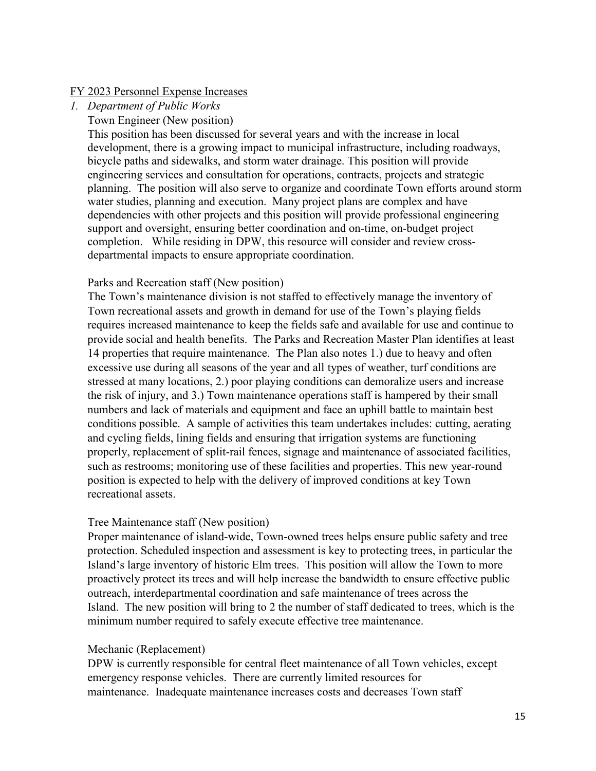FY 2023 Personnel Expense Increases

1. *Department of Public Works*

Town Engineer (New position)

This position has been discussed for several years and with the increase in local development, there is a growing impact to municipal infrastructure, including roadways, bicycle paths and sidewalks, and storm water drainage. This position will provide engineering services and consultation for operations, contracts, projects and strategic planning. The position will also serve to organize and coordinate Town efforts around storm water studies, planning and execution. Many project plans are complex and have dependencies with other projects and this position will provide professional engineering support and oversight, ensuring better coordination and on-time, on-budget project completion. While residing in DPW, this resource will consider and review cross-departmental impacts to ensure appropriate coordination.

Parks and Recreation staff (New position)

The Town's maintenance division is not staffed to effectively manage the inventory of Town recreational assets and growth in demand for use of the Town's playing fields requires increased maintenance to keep the fields safe and available for use and continue to provide social and health benefits. The Parks and Recreation Master Plan identifies at least 14 properties that require maintenance. The Plan also notes 1.) due to heavy and often excessive use during all seasons of the year and all types of weather, turf conditions are stressed at many locations, 2.) poor playing conditions can demoralize users and increase the risk of injury, and 3.) Town maintenance operations staff is hampered by their small numbers and lack of materials and equipment and face an uphill battle to maintain best conditions possible. A sample of activities this team undertakes includes: cutting, aerating and cycling fields, lining fields and ensuring that irrigation systems are functioning properly, replacement of split-rail fences, signage and maintenance of associated facilities, such as restrooms; monitoring use of these facilities and properties. This new year-round position is expected to help with the delivery of improved conditions at key Town recreational assets.

Tree Maintenance staff (New position)

Proper maintenance of island-wide, Town-owned trees helps ensure public safety and tree protection. Scheduled inspection and assessment is key to protecting trees, in particular the Island's large inventory of historic Elm trees. This position will allow the Town to more proactively protect its trees and will help increase the bandwidth to ensure effective public outreach, interdepartmental coordination and safe maintenance of trees across the Island. The new position will bring to 2 the number of staff dedicated to trees, which is the minimum number required to safely execute effective tree maintenance.

Mechanic (Replacement)

DPW is currently responsible for central fleet maintenance of all Town vehicles, except emergency response vehicles. There are currently limited resources for maintenance. Inadequate maintenance increases costs and decreases Town staff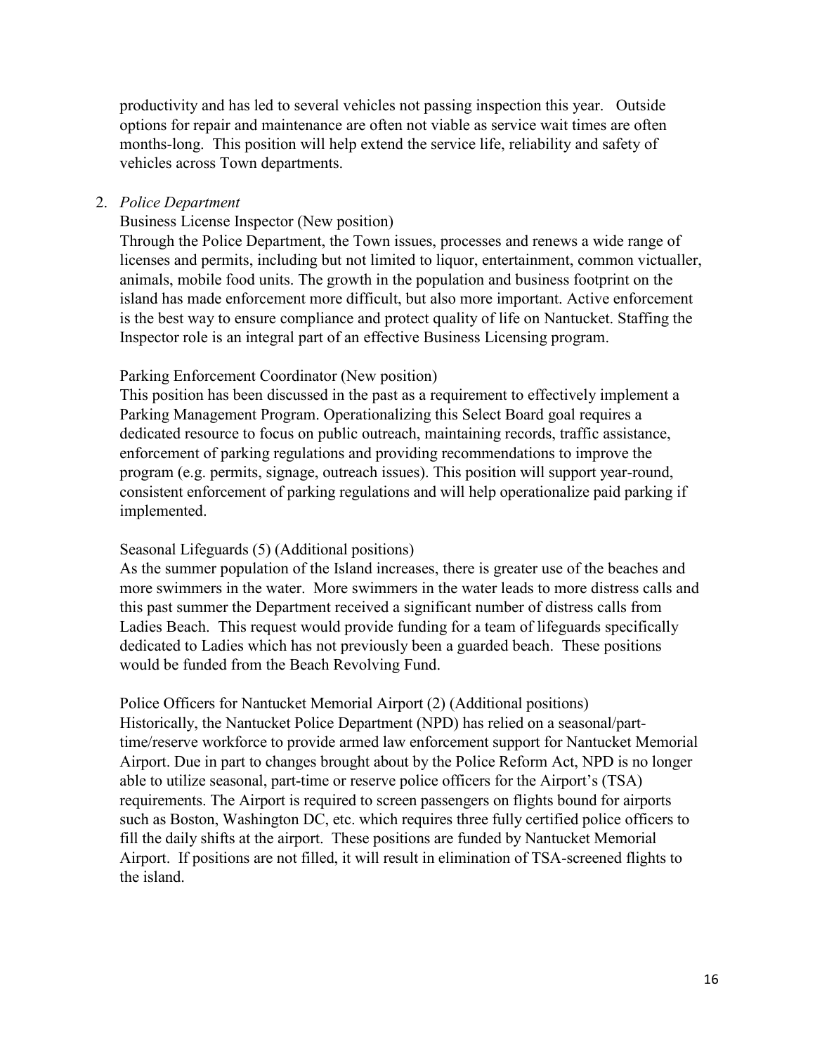productivity and has led to several vehicles not passing inspection this year. Outside options for repair and maintenance are often not viable as service wait times are often months-long. This position will help extend the service life, reliability and safety of vehicles across Town departments.

2. *Police Department*

Business License Inspector (New position)

Through the Police Department, the Town issues, processes and renews a wide range of licenses and permits, including but not limited to liquor, entertainment, common victualler, animals, mobile food units. The growth in the population and business footprint on the island has made enforcement more difficult, but also more important. Active enforcement is the best way to ensure compliance and protect quality of life on Nantucket. Staffing the Inspector role is an integral part of an effective Business Licensing program.

Parking Enforcement Coordinator (New position)

This position has been discussed in the past as a requirement to effectively implement a Parking Management Program. Operationalizing this Select Board goal requires a dedicated resource to focus on public outreach, maintaining records, traffic assistance, enforcement of parking regulations and providing recommendations to improve the program (e.g. permits, signage, outreach issues). This position will support year-round, consistent enforcement of parking regulations and will help operationalize paid parking if implemented.

Seasonal Lifeguards (5) (Additional positions)

As the summer population of the Island increases, there is greater use of the beaches and more swimmers in the water. More swimmers in the water leads to more distress calls and this past summer the Department received a significant number of distress calls from Ladies Beach. This request would provide funding for a team of lifeguards specifically dedicated to Ladies which has not previously been a guarded beach. These positions would be funded from the Beach Revolving Fund.

Police Officers for Nantucket Memorial Airport (2) (Additional positions)

Historically, the Nantucket Police Department (NPD) has relied on a seasonal/part-time/reserve workforce to provide armed law enforcement support for Nantucket Memorial Airport. Due in part to changes brought about by the Police Reform Act, NPD is no longer able to utilize seasonal, part-time or reserve police officers for the Airport's (TSA) requirements. The Airport is required to screen passengers on flights bound for airports such as Boston, Washington DC, etc. which requires three fully certified police officers to fill the daily shifts at the airport. These positions are funded by Nantucket Memorial Airport. If positions are not filled, it will result in elimination of TSA-screened flights to the island.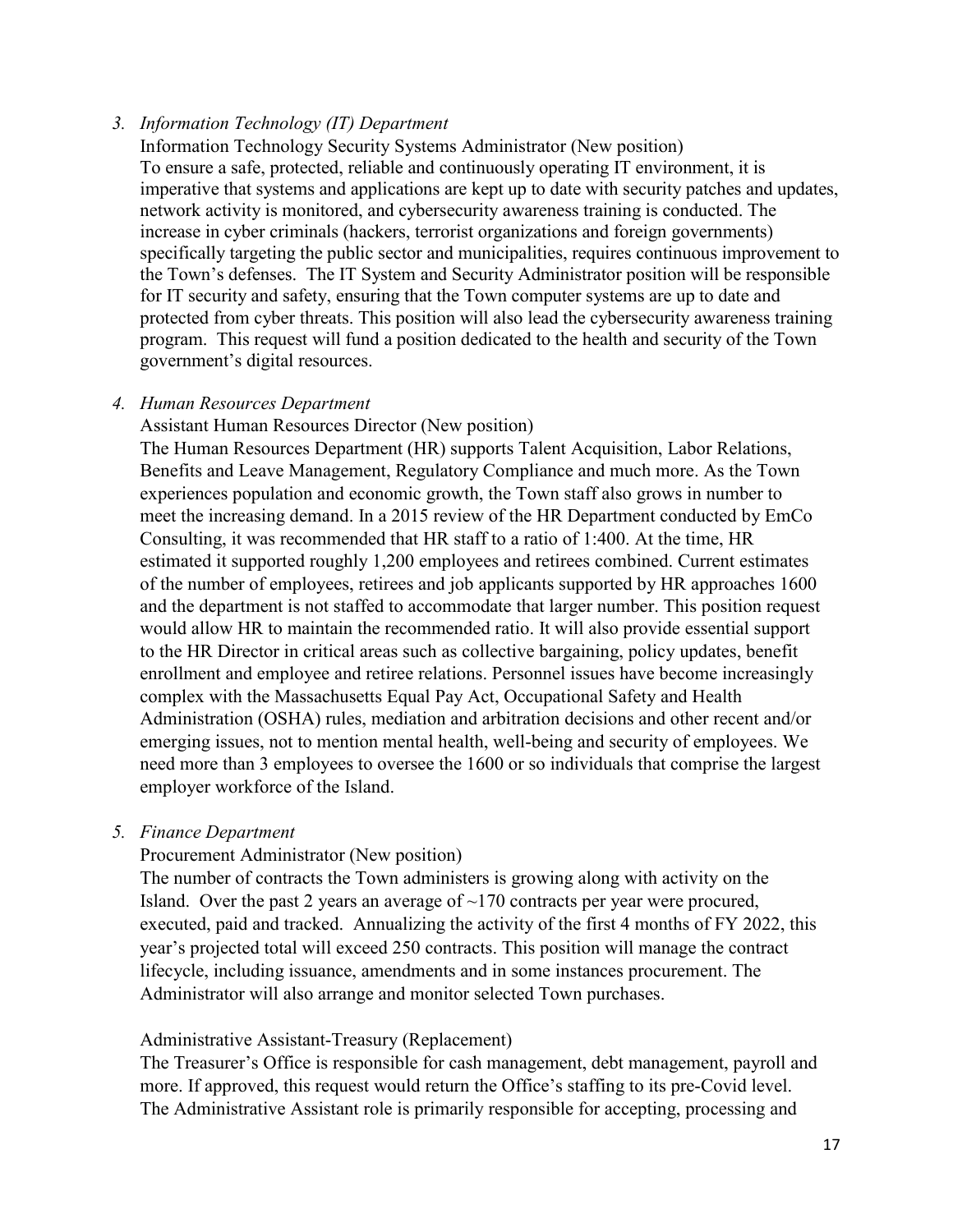3. *Information Technology (IT) Department*

   Information Technology Security Systems Administrator (New position)

   To ensure a safe, protected, reliable and continuously operating IT environment, it is imperative that systems and applications are kept up to date with security patches and updates, network activity is monitored, and cybersecurity awareness training is conducted. The increase in cyber criminals (hackers, terrorist organizations and foreign governments) specifically targeting the public sector and municipalities, requires continuous improvement to the Town's defenses. The IT System and Security Administrator position will be responsible for IT security and safety, ensuring that the Town computer systems are up to date and protected from cyber threats. This position will also lead the cybersecurity awareness training program. This request will fund a position dedicated to the health and security of the Town government's digital resources.

4. *Human Resources Department*

   Assistant Human Resources Director (New position)

   The Human Resources Department (HR) supports Talent Acquisition, Labor Relations, Benefits and Leave Management, Regulatory Compliance and much more. As the Town experiences population and economic growth, the Town staff also grows in number to meet the increasing demand. In a 2015 review of the HR Department conducted by EmCo Consulting, it was recommended that HR staff to a ratio of 1:400. At the time, HR estimated it supported roughly 1,200 employees and retirees combined. Current estimates of the number of employees, retirees and job applicants supported by HR approaches 1600 and the department is not staffed to accommodate that larger number. This position request would allow HR to maintain the recommended ratio. It will also provide essential support to the HR Director in critical areas such as collective bargaining, policy updates, benefit enrollment and employee and retiree relations. Personnel issues have become increasingly complex with the Massachusetts Equal Pay Act, Occupational Safety and Health Administration (OSHA) rules, mediation and arbitration decisions and other recent and/or emerging issues, not to mention mental health, well-being and security of employees. We need more than 3 employees to oversee the 1600 or so individuals that comprise the largest employer workforce of the Island.

5. *Finance Department*

   Procurement Administrator (New position)

   The number of contracts the Town administers is growing along with activity on the Island. Over the past 2 years an average of ~170 contracts per year were procured, executed, paid and tracked. Annualizing the activity of the first 4 months of FY 2022, this year's projected total will exceed 250 contracts. This position will manage the contract lifecycle, including issuance, amendments and in some instances procurement. The Administrator will also arrange and monitor selected Town purchases.

   Administrative Assistant-Treasury (Replacement)

   The Treasurer's Office is responsible for cash management, debt management, payroll and more. If approved, this request would return the Office's staffing to its pre-Covid level. The Administrative Assistant role is primarily responsible for accepting, processing and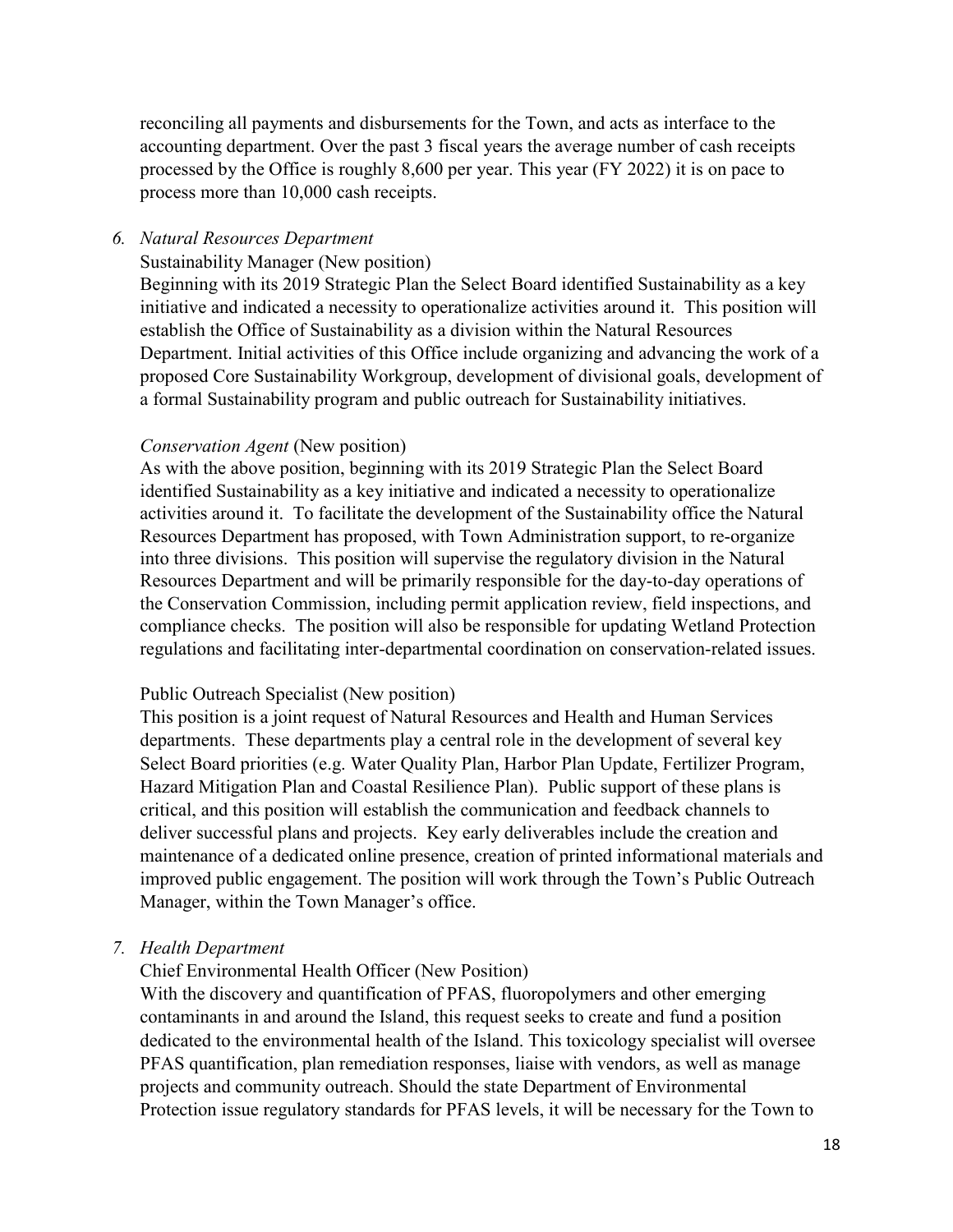reconciling all payments and disbursements for the Town, and acts as interface to the accounting department. Over the past 3 fiscal years the average number of cash receipts processed by the Office is roughly 8,600 per year. This year (FY 2022) it is on pace to process more than 10,000 cash receipts.

6. *Natural Resources Department*

Sustainability Manager (New position)

Beginning with its 2019 Strategic Plan the Select Board identified Sustainability as a key initiative and indicated a necessity to operationalize activities around it. This position will establish the Office of Sustainability as a division within the Natural Resources Department. Initial activities of this Office include organizing and advancing the work of a proposed Core Sustainability Workgroup, development of divisional goals, development of a formal Sustainability program and public outreach for Sustainability initiatives.

*Conservation Agent* (New position)

As with the above position, beginning with its 2019 Strategic Plan the Select Board identified Sustainability as a key initiative and indicated a necessity to operationalize activities around it. To facilitate the development of the Sustainability office the Natural Resources Department has proposed, with Town Administration support, to re-organize into three divisions. This position will supervise the regulatory division in the Natural Resources Department and will be primarily responsible for the day-to-day operations of the Conservation Commission, including permit application review, field inspections, and compliance checks. The position will also be responsible for updating Wetland Protection regulations and facilitating inter-departmental coordination on conservation-related issues.

Public Outreach Specialist (New position)

This position is a joint request of Natural Resources and Health and Human Services departments. These departments play a central role in the development of several key Select Board priorities (e.g. Water Quality Plan, Harbor Plan Update, Fertilizer Program, Hazard Mitigation Plan and Coastal Resilience Plan). Public support of these plans is critical, and this position will establish the communication and feedback channels to deliver successful plans and projects. Key early deliverables include the creation and maintenance of a dedicated online presence, creation of printed informational materials and improved public engagement. The position will work through the Town's Public Outreach Manager, within the Town Manager's office.

7. *Health Department*

Chief Environmental Health Officer (New Position)

With the discovery and quantification of PFAS, fluoropolymers and other emerging contaminants in and around the Island, this request seeks to create and fund a position dedicated to the environmental health of the Island. This toxicology specialist will oversee PFAS quantification, plan remediation responses, liaise with vendors, as well as manage projects and community outreach. Should the state Department of Environmental Protection issue regulatory standards for PFAS levels, it will be necessary for the Town to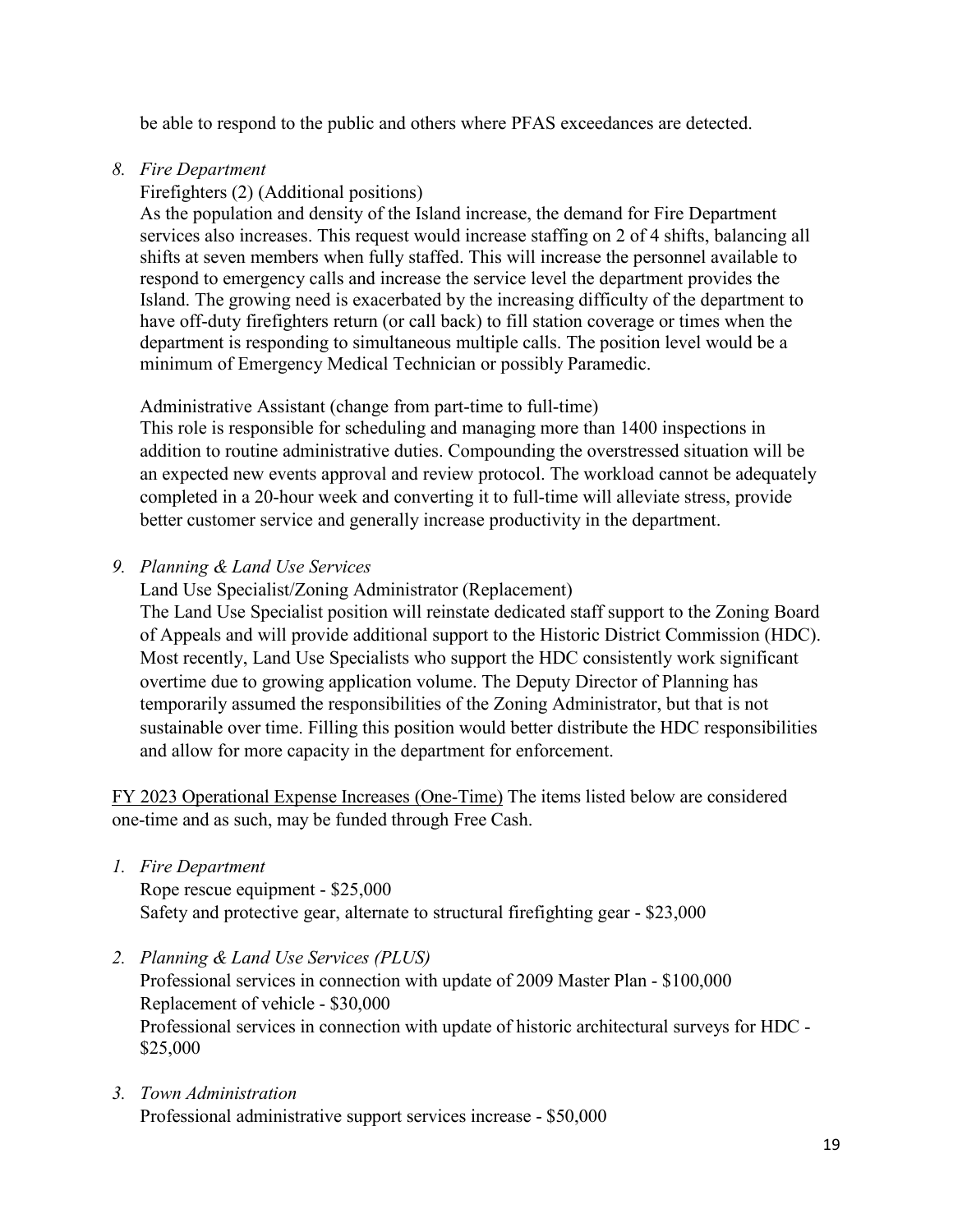be able to respond to the public and others where PFAS exceedances are detected.

8. *Fire Department*

   Firefighters (2) (Additional positions)

   As the population and density of the Island increase, the demand for Fire Department services also increases. This request would increase staffing on 2 of 4 shifts, balancing all shifts at seven members when fully staffed. This will increase the personnel available to respond to emergency calls and increase the service level the department provides the Island. The growing need is exacerbated by the increasing difficulty of the department to have off-duty firefighters return (or call back) to fill station coverage or times when the department is responding to simultaneous multiple calls. The position level would be a minimum of Emergency Medical Technician or possibly Paramedic.

   Administrative Assistant (change from part-time to full-time)

   This role is responsible for scheduling and managing more than 1400 inspections in addition to routine administrative duties. Compounding the overstressed situation will be an expected new events approval and review protocol. The workload cannot be adequately completed in a 20-hour week and converting it to full-time will alleviate stress, provide better customer service and generally increase productivity in the department.

9. *Planning & Land Use Services*

   Land Use Specialist/Zoning Administrator (Replacement)

   The Land Use Specialist position will reinstate dedicated staff support to the Zoning Board of Appeals and will provide additional support to the Historic District Commission (HDC). Most recently, Land Use Specialists who support the HDC consistently work significant overtime due to growing application volume. The Deputy Director of Planning has temporarily assumed the responsibilities of the Zoning Administrator, but that is not sustainable over time. Filling this position would better distribute the HDC responsibilities and allow for more capacity in the department for enforcement.

<u>FY 2023 Operational Expense Increases (One-Time)</u> The items listed below are considered one-time and as such, may be funded through Free Cash.

1. *Fire Department*

   Rope rescue equipment - $25,000

   Safety and protective gear, alternate to structural firefighting gear - $23,000

2. *Planning & Land Use Services (PLUS)*

   Professional services in connection with update of 2009 Master Plan - $100,000

   Replacement of vehicle - $30,000

   Professional services in connection with update of historic architectural surveys for HDC - $25,000

3. *Town Administration*

   Professional administrative support services increase - $50,000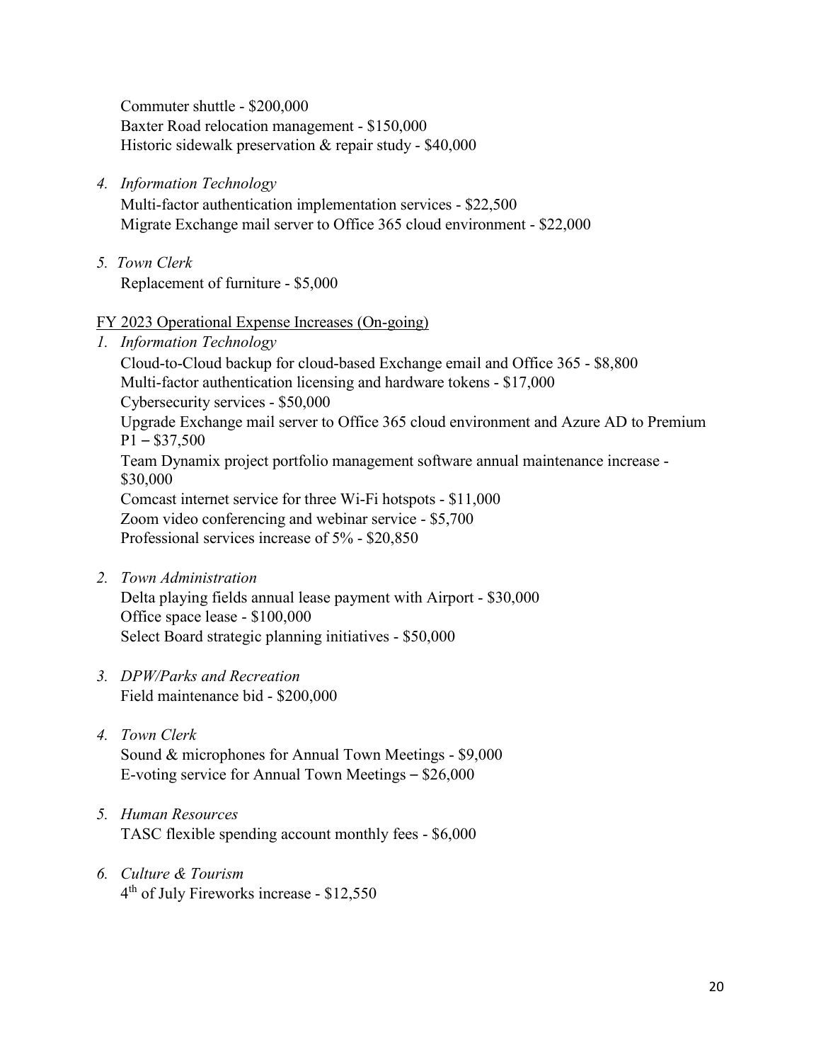Commuter shuttle - $200,000
Baxter Road relocation management - $150,000
Historic sidewalk preservation & repair study - $40,000

4. *Information Technology*
   Multi-factor authentication implementation services - $22,500
   Migrate Exchange mail server to Office 365 cloud environment - $22,000

5. *Town Clerk*
   Replacement of furniture - $5,000

<u>FY 2023 Operational Expense Increases (On-going)</u>

1. *Information Technology*
   Cloud-to-Cloud backup for cloud-based Exchange email and Office 365 - $8,800
   Multi-factor authentication licensing and hardware tokens - $17,000
   Cybersecurity services - $50,000
   Upgrade Exchange mail server to Office 365 cloud environment and Azure AD to Premium P1 – $37,500
   Team Dynamix project portfolio management software annual maintenance increase - $30,000
   Comcast internet service for three Wi-Fi hotspots - $11,000
   Zoom video conferencing and webinar service - $5,700
   Professional services increase of 5% - $20,850

2. *Town Administration*
   Delta playing fields annual lease payment with Airport - $30,000
   Office space lease - $100,000
   Select Board strategic planning initiatives - $50,000

3. *DPW/Parks and Recreation*
   Field maintenance bid - $200,000

4. *Town Clerk*
   Sound & microphones for Annual Town Meetings - $9,000
   E-voting service for Annual Town Meetings – $26,000

5. *Human Resources*
   TASC flexible spending account monthly fees - $6,000

6. *Culture & Tourism*
   4th of July Fireworks increase - $12,550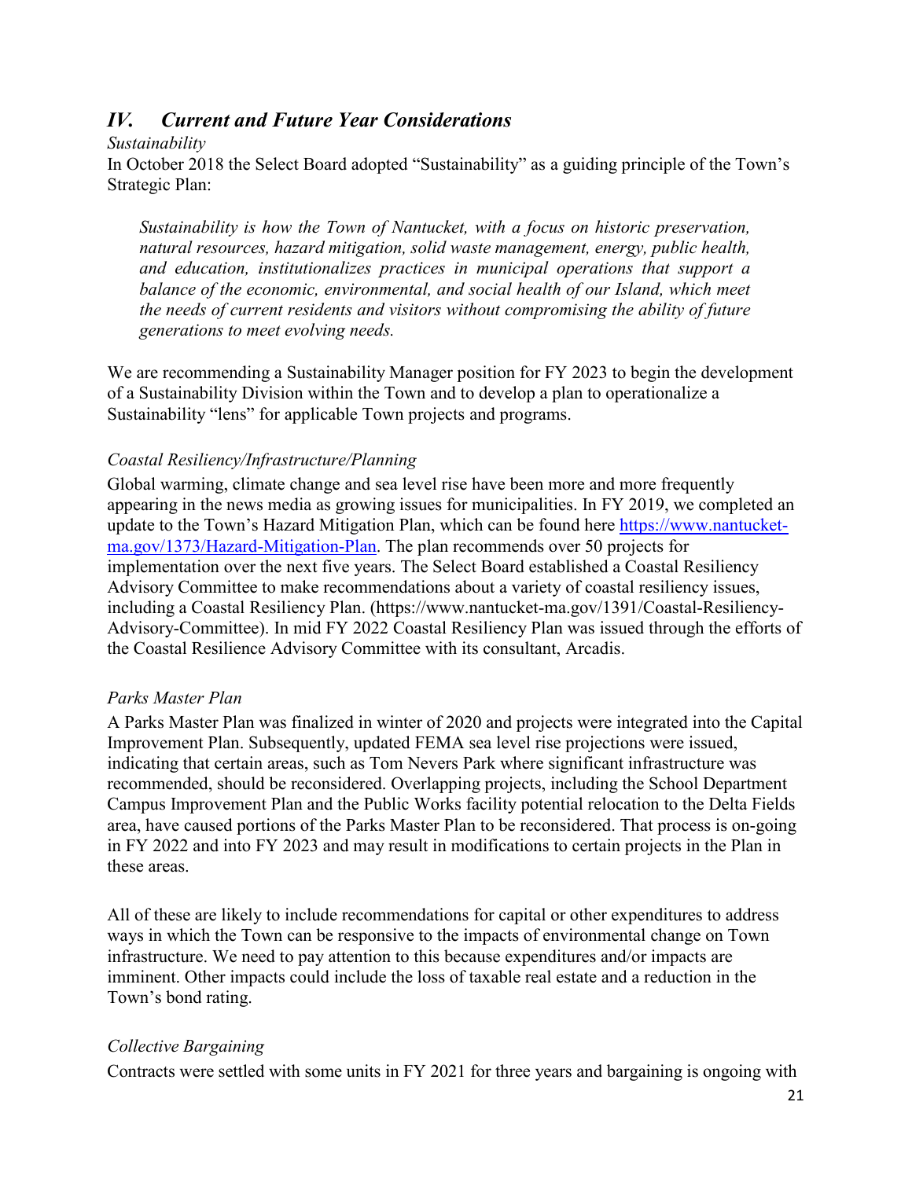## *IV. Current and Future Year Considerations*

*Sustainability*

In October 2018 the Select Board adopted "Sustainability" as a guiding principle of the Town's Strategic Plan:

> *Sustainability is how the Town of Nantucket, with a focus on historic preservation, natural resources, hazard mitigation, solid waste management, energy, public health, and education, institutionalizes practices in municipal operations that support a balance of the economic, environmental, and social health of our Island, which meet the needs of current residents and visitors without compromising the ability of future generations to meet evolving needs.*

We are recommending a Sustainability Manager position for FY 2023 to begin the development of a Sustainability Division within the Town and to develop a plan to operationalize a Sustainability "lens" for applicable Town projects and programs.

*Coastal Resiliency/Infrastructure/Planning*

Global warming, climate change and sea level rise have been more and more frequently appearing in the news media as growing issues for municipalities. In FY 2019, we completed an update to the Town's Hazard Mitigation Plan, which can be found here [https://www.nantucket-ma.gov/1373/Hazard-Mitigation-Plan](https://www.nantucket-ma.gov/1373/Hazard-Mitigation-Plan). The plan recommends over 50 projects for implementation over the next five years. The Select Board established a Coastal Resiliency Advisory Committee to make recommendations about a variety of coastal resiliency issues, including a Coastal Resiliency Plan. (https://www.nantucket-ma.gov/1391/Coastal-Resiliency-Advisory-Committee). In mid FY 2022 Coastal Resiliency Plan was issued through the efforts of the Coastal Resilience Advisory Committee with its consultant, Arcadis.

*Parks Master Plan*

A Parks Master Plan was finalized in winter of 2020 and projects were integrated into the Capital Improvement Plan. Subsequently, updated FEMA sea level rise projections were issued, indicating that certain areas, such as Tom Nevers Park where significant infrastructure was recommended, should be reconsidered. Overlapping projects, including the School Department Campus Improvement Plan and the Public Works facility potential relocation to the Delta Fields area, have caused portions of the Parks Master Plan to be reconsidered. That process is on-going in FY 2022 and into FY 2023 and may result in modifications to certain projects in the Plan in these areas.

All of these are likely to include recommendations for capital or other expenditures to address ways in which the Town can be responsive to the impacts of environmental change on Town infrastructure. We need to pay attention to this because expenditures and/or impacts are imminent. Other impacts could include the loss of taxable real estate and a reduction in the Town's bond rating.

*Collective Bargaining*

Contracts were settled with some units in FY 2021 for three years and bargaining is ongoing with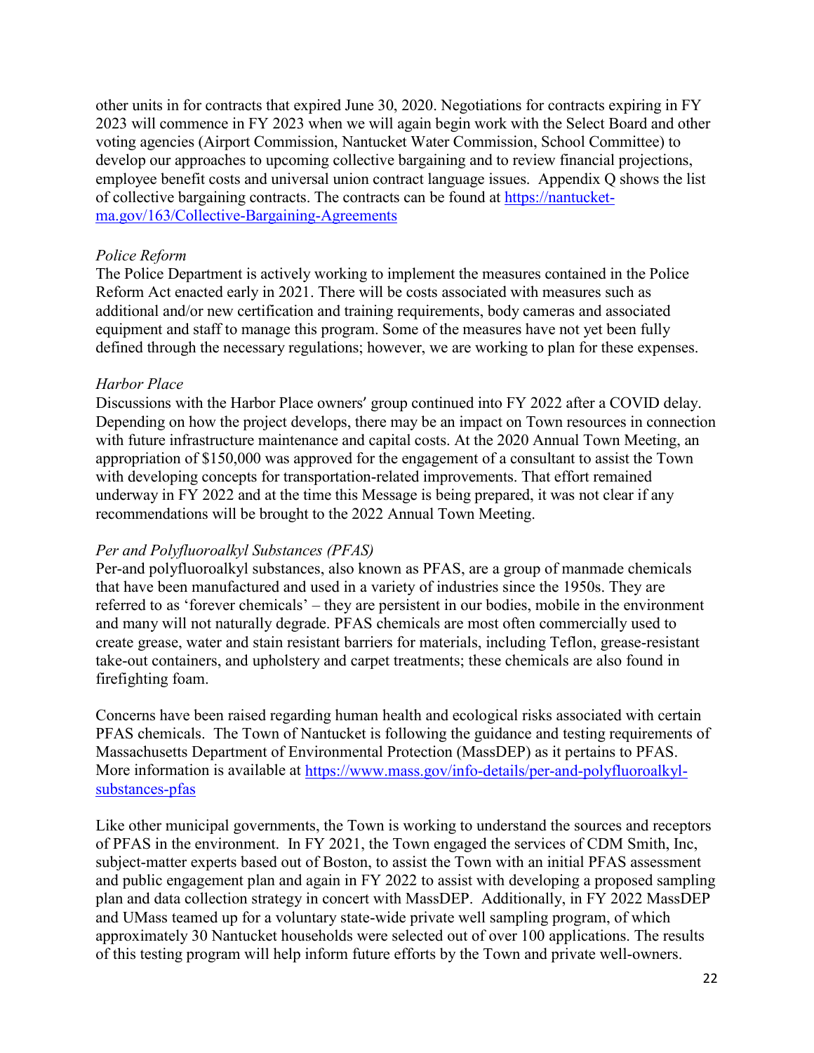other units in for contracts that expired June 30, 2020. Negotiations for contracts expiring in FY 2023 will commence in FY 2023 when we will again begin work with the Select Board and other voting agencies (Airport Commission, Nantucket Water Commission, School Committee) to develop our approaches to upcoming collective bargaining and to review financial projections, employee benefit costs and universal union contract language issues. Appendix Q shows the list of collective bargaining contracts. The contracts can be found at [https://nantucket-ma.gov/163/Collective-Bargaining-Agreements](https://nantucket-ma.gov/163/Collective-Bargaining-Agreements)

*Police Reform*

The Police Department is actively working to implement the measures contained in the Police Reform Act enacted early in 2021. There will be costs associated with measures such as additional and/or new certification and training requirements, body cameras and associated equipment and staff to manage this program. Some of the measures have not yet been fully defined through the necessary regulations; however, we are working to plan for these expenses.

*Harbor Place*

Discussions with the Harbor Place owners' group continued into FY 2022 after a COVID delay. Depending on how the project develops, there may be an impact on Town resources in connection with future infrastructure maintenance and capital costs. At the 2020 Annual Town Meeting, an appropriation of $150,000 was approved for the engagement of a consultant to assist the Town with developing concepts for transportation-related improvements. That effort remained underway in FY 2022 and at the time this Message is being prepared, it was not clear if any recommendations will be brought to the 2022 Annual Town Meeting.

*Per and Polyfluoroalkyl Substances (PFAS)*

Per-and polyfluoroalkyl substances, also known as PFAS, are a group of manmade chemicals that have been manufactured and used in a variety of industries since the 1950s. They are referred to as 'forever chemicals' – they are persistent in our bodies, mobile in the environment and many will not naturally degrade. PFAS chemicals are most often commercially used to create grease, water and stain resistant barriers for materials, including Teflon, grease-resistant take-out containers, and upholstery and carpet treatments; these chemicals are also found in firefighting foam.

Concerns have been raised regarding human health and ecological risks associated with certain PFAS chemicals. The Town of Nantucket is following the guidance and testing requirements of Massachusetts Department of Environmental Protection (MassDEP) as it pertains to PFAS. More information is available at [https://www.mass.gov/info-details/per-and-polyfluoroalkyl-substances-pfas](https://www.mass.gov/info-details/per-and-polyfluoroalkyl-substances-pfas)

Like other municipal governments, the Town is working to understand the sources and receptors of PFAS in the environment. In FY 2021, the Town engaged the services of CDM Smith, Inc, subject-matter experts based out of Boston, to assist the Town with an initial PFAS assessment and public engagement plan and again in FY 2022 to assist with developing a proposed sampling plan and data collection strategy in concert with MassDEP. Additionally, in FY 2022 MassDEP and UMass teamed up for a voluntary state-wide private well sampling program, of which approximately 30 Nantucket households were selected out of over 100 applications. The results of this testing program will help inform future efforts by the Town and private well-owners.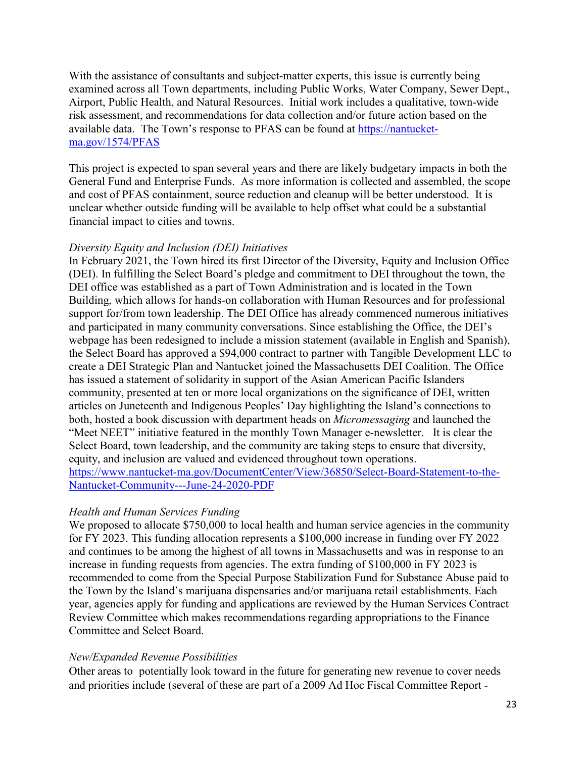With the assistance of consultants and subject-matter experts, this issue is currently being examined across all Town departments, including Public Works, Water Company, Sewer Dept., Airport, Public Health, and Natural Resources. Initial work includes a qualitative, town-wide risk assessment, and recommendations for data collection and/or future action based on the available data. The Town's response to PFAS can be found at [https://nantucket-ma.gov/1574/PFAS](https://nantucket-ma.gov/1574/PFAS)

This project is expected to span several years and there are likely budgetary impacts in both the General Fund and Enterprise Funds. As more information is collected and assembled, the scope and cost of PFAS containment, source reduction and cleanup will be better understood. It is unclear whether outside funding will be available to help offset what could be a substantial financial impact to cities and towns.

*Diversity Equity and Inclusion (DEI) Initiatives*

In February 2021, the Town hired its first Director of the Diversity, Equity and Inclusion Office (DEI). In fulfilling the Select Board's pledge and commitment to DEI throughout the town, the DEI office was established as a part of Town Administration and is located in the Town Building, which allows for hands-on collaboration with Human Resources and for professional support for/from town leadership. The DEI Office has already commenced numerous initiatives and participated in many community conversations. Since establishing the Office, the DEI's webpage has been redesigned to include a mission statement (available in English and Spanish), the Select Board has approved a $94,000 contract to partner with Tangible Development LLC to create a DEI Strategic Plan and Nantucket joined the Massachusetts DEI Coalition. The Office has issued a statement of solidarity in support of the Asian American Pacific Islanders community, presented at ten or more local organizations on the significance of DEI, written articles on Juneteenth and Indigenous Peoples' Day highlighting the Island's connections to both, hosted a book discussion with department heads on *Micromessaging* and launched the "Meet NEET" initiative featured in the monthly Town Manager e-newsletter. It is clear the Select Board, town leadership, and the community are taking steps to ensure that diversity, equity, and inclusion are valued and evidenced throughout town operations. [https://www.nantucket-ma.gov/DocumentCenter/View/36850/Select-Board-Statement-to-the-Nantucket-Community---June-24-2020-PDF](https://www.nantucket-ma.gov/DocumentCenter/View/36850/Select-Board-Statement-to-the-Nantucket-Community---June-24-2020-PDF)

*Health and Human Services Funding*

We proposed to allocate $750,000 to local health and human service agencies in the community for FY 2023. This funding allocation represents a $100,000 increase in funding over FY 2022 and continues to be among the highest of all towns in Massachusetts and was in response to an increase in funding requests from agencies. The extra funding of $100,000 in FY 2023 is recommended to come from the Special Purpose Stabilization Fund for Substance Abuse paid to the Town by the Island's marijuana dispensaries and/or marijuana retail establishments. Each year, agencies apply for funding and applications are reviewed by the Human Services Contract Review Committee which makes recommendations regarding appropriations to the Finance Committee and Select Board.

*New/Expanded Revenue Possibilities*

Other areas to potentially look toward in the future for generating new revenue to cover needs and priorities include (several of these are part of a 2009 Ad Hoc Fiscal Committee Report -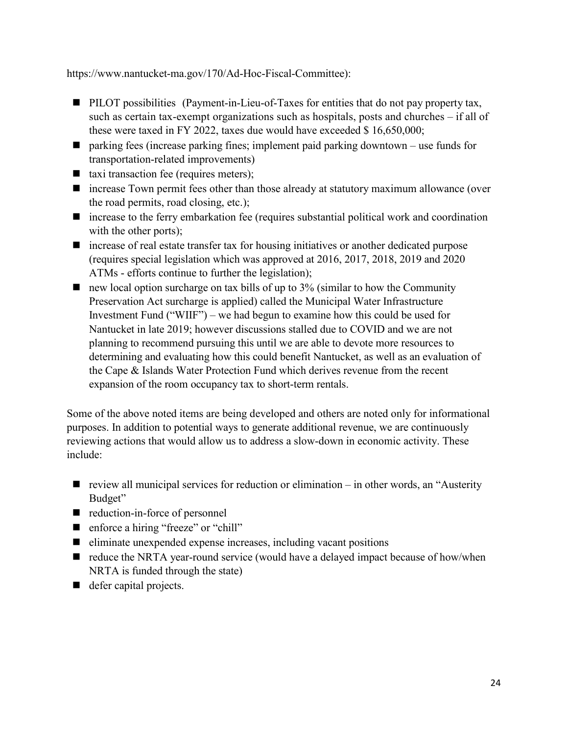https://www.nantucket-ma.gov/170/Ad-Hoc-Fiscal-Committee):

- PILOT possibilities (Payment-in-Lieu-of-Taxes for entities that do not pay property tax, such as certain tax-exempt organizations such as hospitals, posts and churches – if all of these were taxed in FY 2022, taxes due would have exceeded $ 16,650,000;
- parking fees (increase parking fines; implement paid parking downtown – use funds for transportation-related improvements)
- taxi transaction fee (requires meters);
- increase Town permit fees other than those already at statutory maximum allowance (over the road permits, road closing, etc.);
- increase to the ferry embarkation fee (requires substantial political work and coordination with the other ports);
- increase of real estate transfer tax for housing initiatives or another dedicated purpose (requires special legislation which was approved at 2016, 2017, 2018, 2019 and 2020 ATMs - efforts continue to further the legislation);
- new local option surcharge on tax bills of up to 3% (similar to how the Community Preservation Act surcharge is applied) called the Municipal Water Infrastructure Investment Fund ("WIIF") – we had begun to examine how this could be used for Nantucket in late 2019; however discussions stalled due to COVID and we are not planning to recommend pursuing this until we are able to devote more resources to determining and evaluating how this could benefit Nantucket, as well as an evaluation of the Cape & Islands Water Protection Fund which derives revenue from the recent expansion of the room occupancy tax to short-term rentals.

Some of the above noted items are being developed and others are noted only for informational purposes. In addition to potential ways to generate additional revenue, we are continuously reviewing actions that would allow us to address a slow-down in economic activity. These include:

- review all municipal services for reduction or elimination – in other words, an "Austerity Budget"
- reduction-in-force of personnel
- enforce a hiring "freeze" or "chill"
- eliminate unexpended expense increases, including vacant positions
- reduce the NRTA year-round service (would have a delayed impact because of how/when NRTA is funded through the state)
- defer capital projects.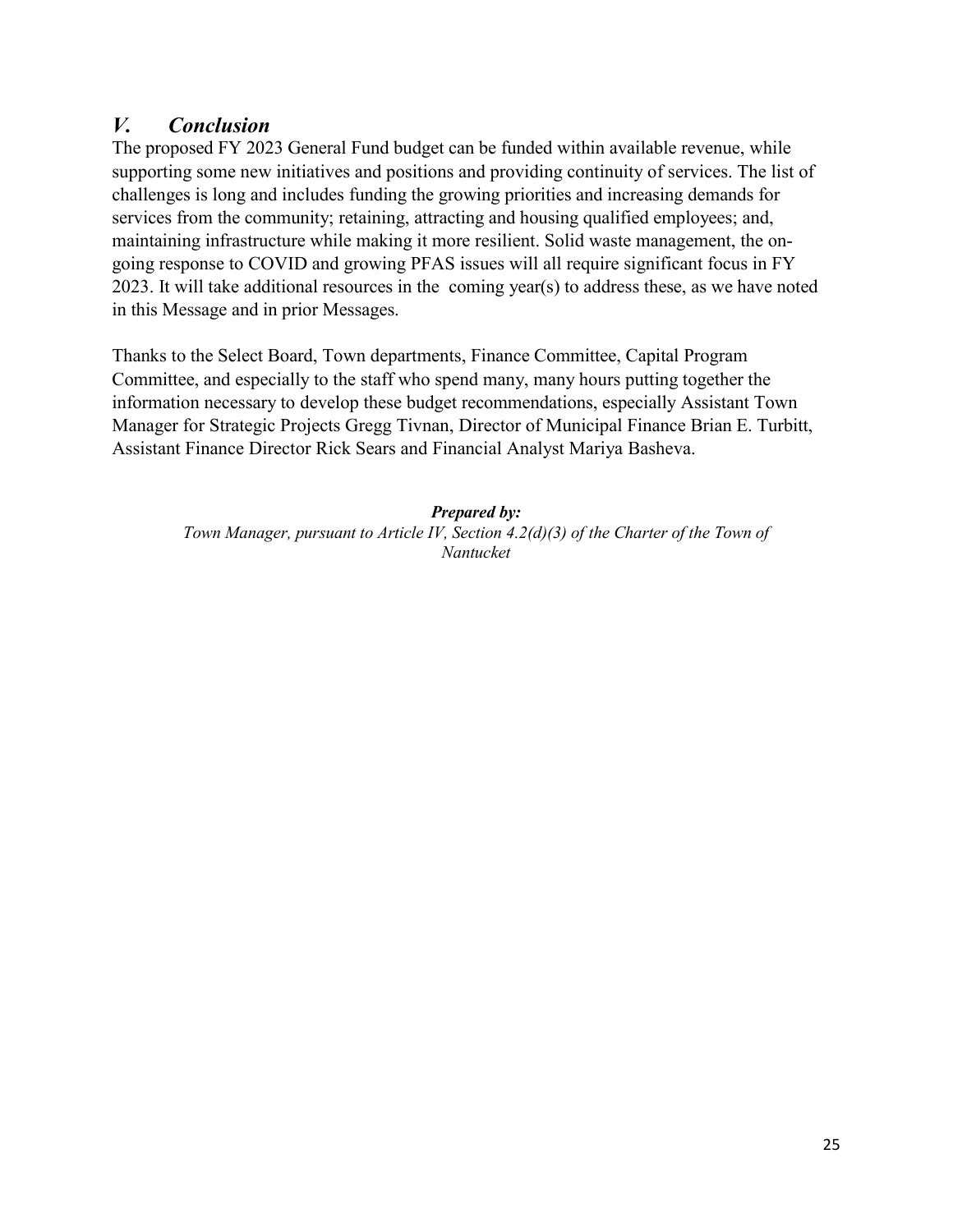## *V. Conclusion*

The proposed FY 2023 General Fund budget can be funded within available revenue, while supporting some new initiatives and positions and providing continuity of services. The list of challenges is long and includes funding the growing priorities and increasing demands for services from the community; retaining, attracting and housing qualified employees; and, maintaining infrastructure while making it more resilient. Solid waste management, the on-going response to COVID and growing PFAS issues will all require significant focus in FY 2023. It will take additional resources in the coming year(s) to address these, as we have noted in this Message and in prior Messages.

Thanks to the Select Board, Town departments, Finance Committee, Capital Program Committee, and especially to the staff who spend many, many hours putting together the information necessary to develop these budget recommendations, especially Assistant Town Manager for Strategic Projects Gregg Tivnan, Director of Municipal Finance Brian E. Turbitt, Assistant Finance Director Rick Sears and Financial Analyst Mariya Basheva.

***Prepared by:***
*Town Manager, pursuant to Article IV, Section 4.2(d)(3) of the Charter of the Town of Nantucket*